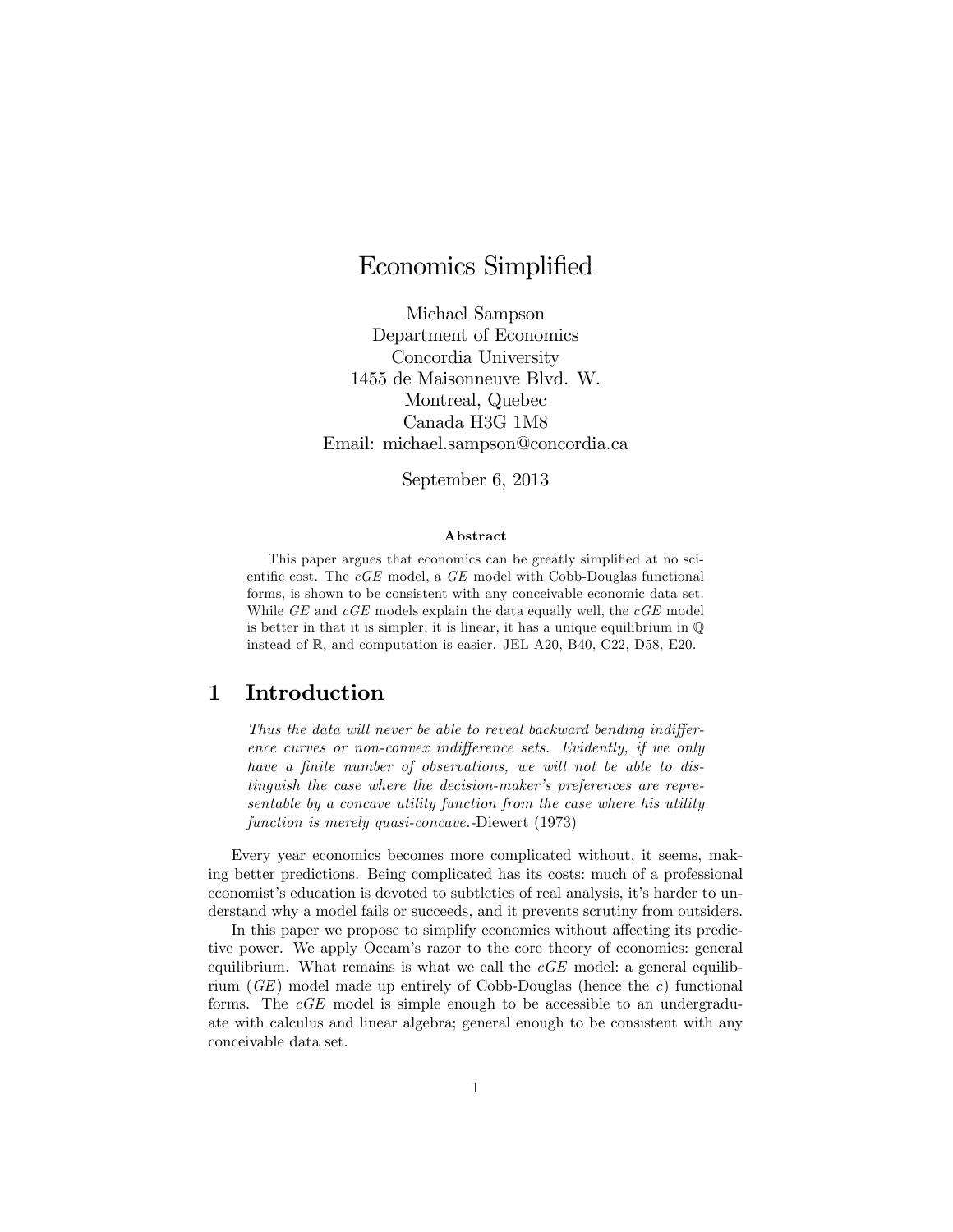# Economics Simplified

Michael Sampson
Department of Economics
Concordia University
1455 de Maisonneuve Blvd. W.
Montreal, Quebec
Canada H3G 1M8
Email: michael.sampson@concordia.ca

September 6, 2013

### Abstract

This paper argues that economics can be greatly simplified at no scientific cost. The *cGE* model, a *GE* model with Cobb-Douglas functional forms, is shown to be consistent with any conceivable economic data set. While *GE* and *cGE* models explain the data equally well, the *cGE* model is better in that it is simpler, it is linear, it has a unique equilibrium in $\mathbb{Q}$ instead of $\mathbb{R}$, and computation is easier. JEL A20, B40, C22, D58, E20.

## 1 Introduction

> *Thus the data will never be able to reveal backward bending indifference curves or non-convex indifference sets. Evidently, if we only have a finite number of observations, we will not be able to distinguish the case where the decision-maker's preferences are representable by a concave utility function from the case where his utility function is merely quasi-concave.*-Diewert (1973)

Every year economics becomes more complicated without, it seems, making better predictions. Being complicated has its costs: much of a professional economist's education is devoted to subtleties of real analysis, it's harder to understand why a model fails or succeeds, and it prevents scrutiny from outsiders.

In this paper we propose to simplify economics without affecting its predictive power. We apply Occam's razor to the core theory of economics: general equilibrium. What remains is what we call the *cGE* model: a general equilibrium (*GE*) model made up entirely of Cobb-Douglas (hence the *c*) functional forms. The *cGE* model is simple enough to be accessible to an undergraduate with calculus and linear algebra; general enough to be consistent with any conceivable data set.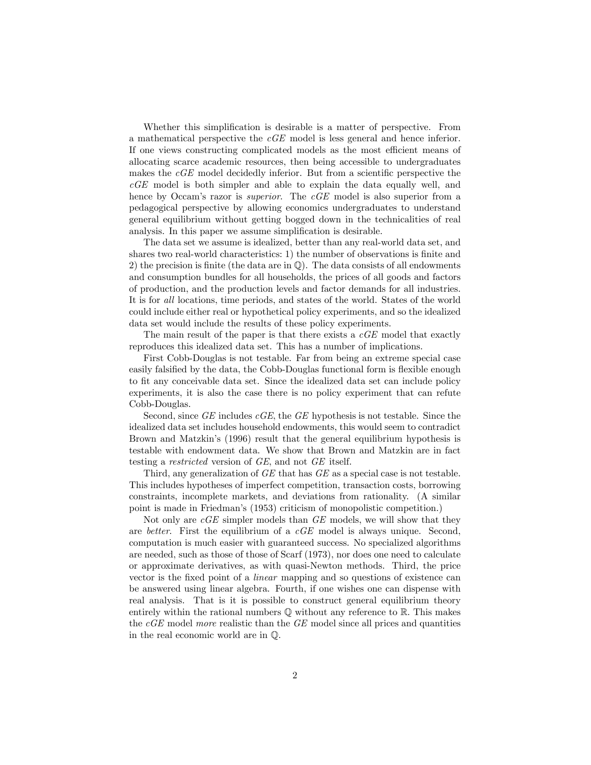Whether this simplification is desirable is a matter of perspective. From a mathematical perspective the *cGE* model is less general and hence inferior. If one views constructing complicated models as the most efficient means of allocating scarce academic resources, then being accessible to undergraduates makes the *cGE* model decidedly inferior. But from a scientific perspective the *cGE* model is both simpler and able to explain the data equally well, and hence by Occam's razor is *superior*. The *cGE* model is also superior from a pedagogical perspective by allowing economics undergraduates to understand general equilibrium without getting bogged down in the technicalities of real analysis. In this paper we assume simplification is desirable.

The data set we assume is idealized, better than any real-world data set, and shares two real-world characteristics: 1) the number of observations is finite and 2) the precision is finite (the data are in $\mathbb{Q}$). The data consists of all endowments and consumption bundles for all households, the prices of all goods and factors of production, and the production levels and factor demands for all industries. It is for *all* locations, time periods, and states of the world. States of the world could include either real or hypothetical policy experiments, and so the idealized data set would include the results of these policy experiments.

The main result of the paper is that there exists a *cGE* model that exactly reproduces this idealized data set. This has a number of implications.

First Cobb-Douglas is not testable. Far from being an extreme special case easily falsified by the data, the Cobb-Douglas functional form is flexible enough to fit any conceivable data set. Since the idealized data set can include policy experiments, it is also the case there is no policy experiment that can refute Cobb-Douglas.

Second, since *GE* includes *cGE*, the *GE* hypothesis is not testable. Since the idealized data set includes household endowments, this would seem to contradict Brown and Matzkin's (1996) result that the general equilibrium hypothesis is testable with endowment data. We show that Brown and Matzkin are in fact testing a *restricted* version of *GE*, and not *GE* itself.

Third, any generalization of *GE* that has *GE* as a special case is not testable. This includes hypotheses of imperfect competition, transaction costs, borrowing constraints, incomplete markets, and deviations from rationality. (A similar point is made in Friedman's (1953) criticism of monopolistic competition.)

Not only are *cGE* simpler models than *GE* models, we will show that they are *better*. First the equilibrium of a *cGE* model is always unique. Second, computation is much easier with guaranteed success. No specialized algorithms are needed, such as those of those of Scarf (1973), nor does one need to calculate or approximate derivatives, as with quasi-Newton methods. Third, the price vector is the fixed point of a *linear* mapping and so questions of existence can be answered using linear algebra. Fourth, if one wishes one can dispense with real analysis. That is it is possible to construct general equilibrium theory entirely within the rational numbers $\mathbb{Q}$ without any reference to $\mathbb{R}$. This makes the *cGE* model *more* realistic than the *GE* model since all prices and quantities in the real economic world are in $\mathbb{Q}$.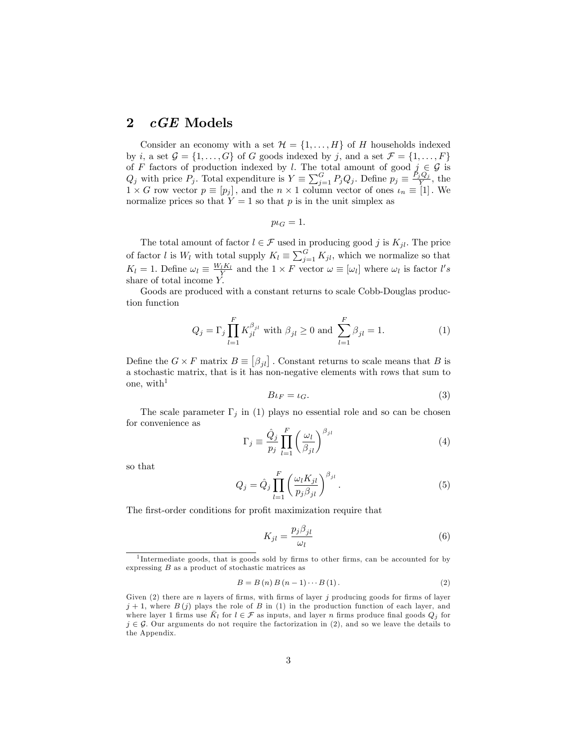## 2 *cGE* Models

Consider an economy with a set $\mathcal{H} = \{1, \ldots, H\}$ of $H$ households indexed by $i$, a set $\mathcal{G} = \{1, \ldots, G\}$ of $G$ goods indexed by $j$, and a set $\mathcal{F} = \{1, \ldots, F\}$ of $F$ factors of production indexed by $l$. The total amount of good $j \in \mathcal{G}$ is $Q_j$ with price $P_j$. Total expenditure is $Y \equiv \sum_{j=1}^{G} P_j Q_j$. Define $p_j \equiv \frac{P_j Q_j}{Y}$, the $1 \times G$ row vector $p \equiv [p_j]$, and the $n \times 1$ column vector of ones $\iota_n \equiv [1]$. We normalize prices so that $Y = 1$ so that $p$ is in the unit simplex as

$$p\iota_G = 1.$$

The total amount of factor $l \in \mathcal{F}$ used in producing good $j$ is $K_{jl}$. The price of factor $l$ is $W_l$ with total supply $K_l \equiv \sum_{j=1}^{G} K_{jl}$, which we normalize so that $K_l = 1$. Define $\omega_l \equiv \frac{W_l K_l}{Y}$ and the $1 \times F$ vector $\omega \equiv [\omega_l]$ where $\omega_l$ is factor $l's$ share of total income $Y$.

Goods are produced with a constant returns to scale Cobb-Douglas production function

$$Q_j = \Gamma_j \prod_{l=1}^{F} K_{jl}^{\beta_{jl}} \text{ with } \beta_{jl} \geq 0 \text{ and } \sum_{l=1}^{F} \beta_{jl} = 1. \tag{1}$$

Define the $G \times F$ matrix $B \equiv [\beta_{jl}]$. Constant returns to scale means that $B$ is a stochastic matrix, that is it has non-negative elements with rows that sum to one, with[1]

$$B\iota_F = \iota_G. \tag{3}$$

The scale parameter $\Gamma_j$ in (1) plays no essential role and so can be chosen for convenience as

$$\Gamma_j \equiv \frac{\hat{Q}_j}{p_j} \prod_{l=1}^{F} \left( \frac{\omega_l}{\beta_{jl}} \right)^{\beta_{jl}} \tag{4}$$

so that

$$Q_j = \hat{Q}_j \prod_{l=1}^{F} \left( \frac{\omega_l K_{jl}}{p_j \beta_{jl}} \right)^{\beta_{jl}}. \tag{5}$$

The first-order conditions for profit maximization require that

$$K_{jl} = \frac{p_j \beta_{jl}}{\omega_l} \tag{6}$$

---

[1] Intermediate goods, that is goods sold by firms to other firms, can be accounted for by expressing $B$ as a product of stochastic matrices as

$$B = B(n) B(n-1) \cdots B(1). \tag{2}$$

Given (2) there are $n$ layers of firms, with firms of layer $j$ producing goods for firms of layer $j+1$, where $B(j)$ plays the role of $B$ in (1) in the production function of each layer, and where layer 1 firms use $\bar{K}_l$ for $l \in \mathcal{F}$ as inputs, and layer $n$ firms produce final goods $Q_j$ for $j \in \mathcal{G}$. Our arguments do not require the factorization in (2), and so we leave the details to the Appendix.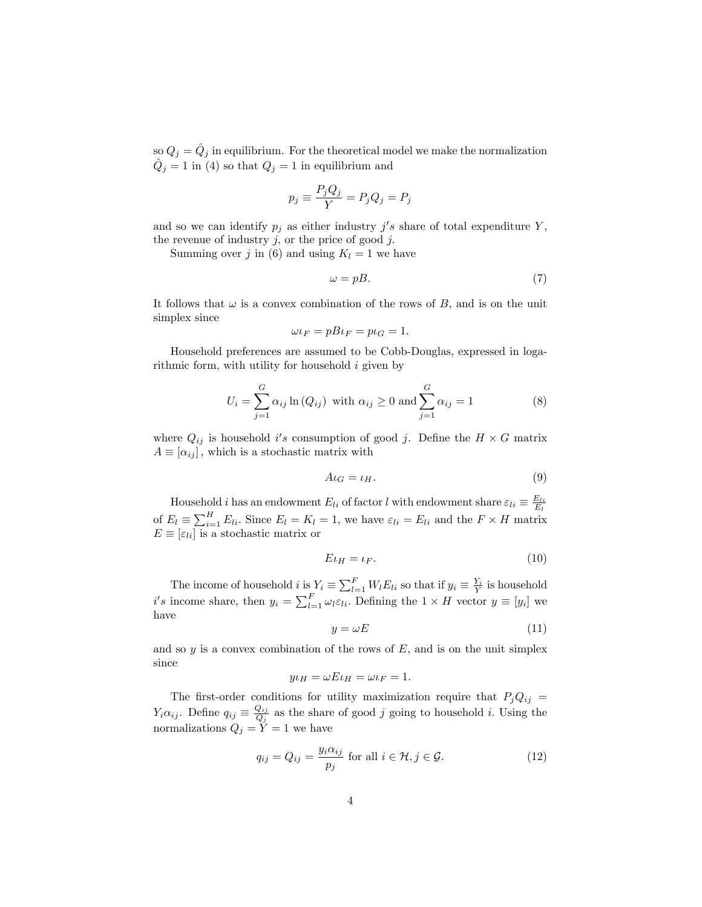so $Q_j = \hat{Q}_j$ in equilibrium. For the theoretical model we make the normalization $\hat{Q}_j = 1$ in (4) so that $Q_j = 1$ in equilibrium and

$$p_j \equiv \frac{P_j Q_j}{Y} = P_j Q_j = P_j$$

and so we can identify $p_j$ as either industry $j's$ share of total expenditure $Y$, the revenue of industry $j$, or the price of good $j$.

Summing over $j$ in (6) and using $K_l = 1$ we have

$$\omega = pB. \tag{7}$$

It follows that $\omega$ is a convex combination of the rows of $B$, and is on the unit simplex since

$$\omega \iota_F = pB\iota_F = p\iota_G = 1.$$

Household preferences are assumed to be Cobb-Douglas, expressed in logarithmic form, with utility for household $i$ given by

$$U_i = \sum_{j=1}^{G} \alpha_{ij} \ln(Q_{ij}) \text{ with } \alpha_{ij} \geq 0 \text{ and} \sum_{j=1}^{G} \alpha_{ij} = 1 \tag{8}$$

where $Q_{ij}$ is household $i's$ consumption of good $j$. Define the $H \times G$ matrix $A \equiv [\alpha_{ij}]$, which is a stochastic matrix with

$$A\iota_G = \iota_H. \tag{9}$$

Household $i$ has an endowment $E_{li}$ of factor $l$ with endowment share $\varepsilon_{li} \equiv \frac{E_{li}}{E_l}$ of $E_l \equiv \sum_{i=1}^{H} E_{li}$. Since $E_l = K_l = 1$, we have $\varepsilon_{li} = E_{li}$ and the $F \times H$ matrix $E \equiv [\varepsilon_{li}]$ is a stochastic matrix or

$$E\iota_H = \iota_F. \tag{10}$$

The income of household $i$ is $Y_i \equiv \sum_{l=1}^{F} W_l E_{li}$ so that if $y_i \equiv \frac{Y_i}{Y}$ is household $i's$ income share, then $y_i = \sum_{l=1}^{F} \omega_l \varepsilon_{li}$. Defining the $1 \times H$ vector $y \equiv [y_i]$ we have

$$y = \omega E \tag{11}$$

and so $y$ is a convex combination of the rows of $E$, and is on the unit simplex since

$$y\iota_H = \omega E \iota_H = \omega \iota_F = 1.$$

The first-order conditions for utility maximization require that $P_j Q_{ij} = Y_i \alpha_{ij}$. Define $q_{ij} \equiv \frac{Q_{ij}}{Q_j}$ as the share of good $j$ going to household $i$. Using the normalizations $Q_j = Y = 1$ we have

$$q_{ij} = Q_{ij} = \frac{y_i \alpha_{ij}}{p_j} \text{ for all } i \in \mathcal{H}, j \in \mathcal{G}. \tag{12}$$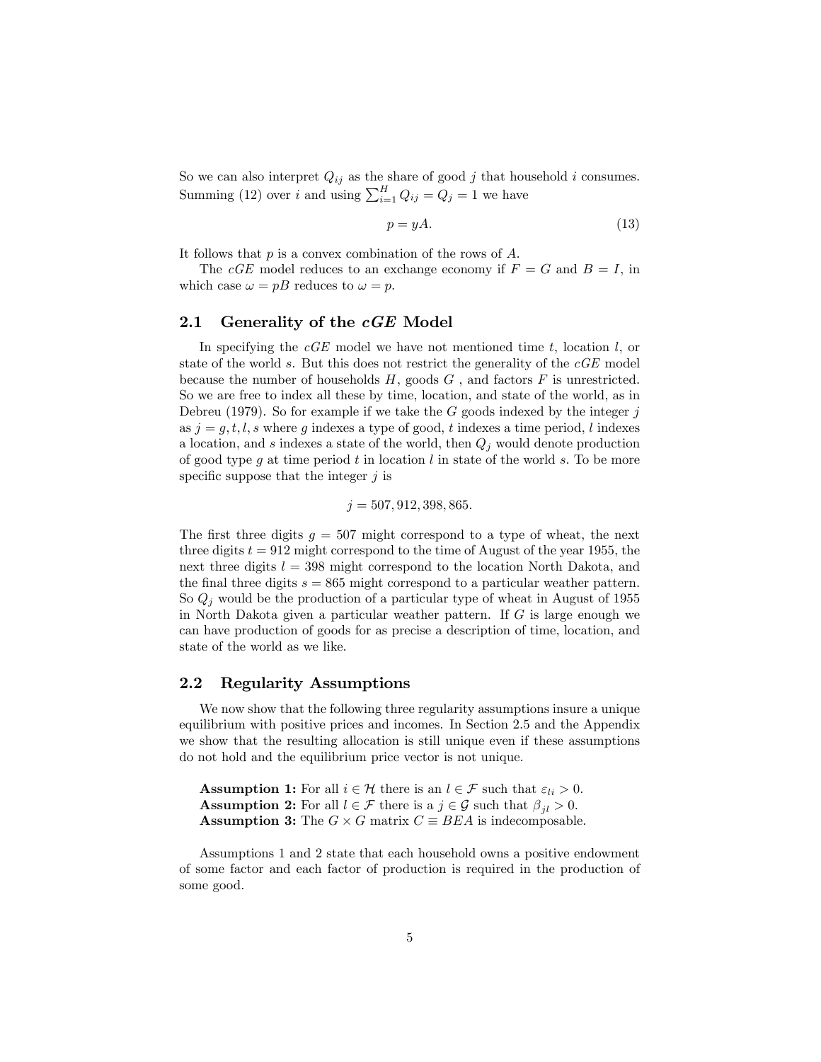So we can also interpret $Q_{ij}$ as the share of good $j$ that household $i$ consumes. Summing (12) over $i$ and using $\sum_{i=1}^{H} Q_{ij} = Q_j = 1$ we have

$$p = yA. \tag{13}$$

It follows that $p$ is a convex combination of the rows of $A$.

The $cGE$ model reduces to an exchange economy if $F = G$ and $B = I$, in which case $\omega = pB$ reduces to $\omega = p$.

## 2.1 Generality of the *cGE* Model

In specifying the $cGE$ model we have not mentioned time $t$, location $l$, or state of the world $s$. But this does not restrict the generality of the $cGE$ model because the number of households $H$, goods $G$ , and factors $F$ is unrestricted. So we are free to index all these by time, location, and state of the world, as in Debreu (1979). So for example if we take the $G$ goods indexed by the integer $j$ as $j = g, t, l, s$ where $g$ indexes a type of good, $t$ indexes a time period, $l$ indexes a location, and $s$ indexes a state of the world, then $Q_j$ would denote production of good type $g$ at time period $t$ in location $l$ in state of the world $s$. To be more specific suppose that the integer $j$ is

$$j = 507, 912, 398, 865.$$

The first three digits $g = 507$ might correspond to a type of wheat, the next three digits $t = 912$ might correspond to the time of August of the year 1955, the next three digits $l = 398$ might correspond to the location North Dakota, and the final three digits $s = 865$ might correspond to a particular weather pattern. So $Q_j$ would be the production of a particular type of wheat in August of 1955 in North Dakota given a particular weather pattern. If $G$ is large enough we can have production of goods for as precise a description of time, location, and state of the world as we like.

## 2.2 Regularity Assumptions

We now show that the following three regularity assumptions insure a unique equilibrium with positive prices and incomes. In Section 2.5 and the Appendix we show that the resulting allocation is still unique even if these assumptions do not hold and the equilibrium price vector is not unique.

**Assumption 1:** For all $i \in \mathcal{H}$ there is an $l \in \mathcal{F}$ such that $\varepsilon_{li} > 0$.
**Assumption 2:** For all $l \in \mathcal{F}$ there is a $j \in \mathcal{G}$ such that $\beta_{jl} > 0$.
**Assumption 3:** The $G \times G$ matrix $C \equiv BEA$ is indecomposable.

Assumptions 1 and 2 state that each household owns a positive endowment of some factor and each factor of production is required in the production of some good.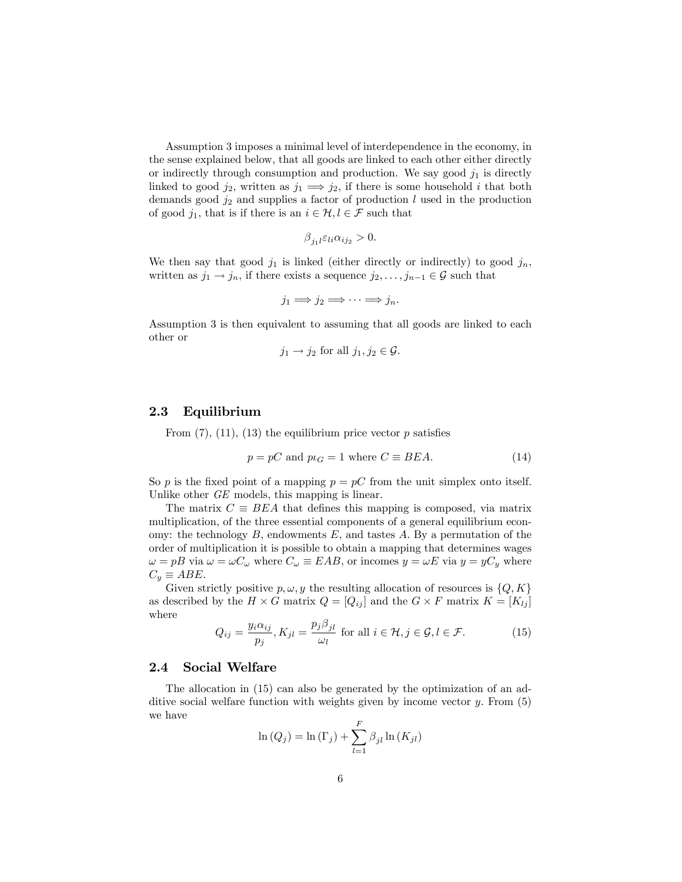Assumption 3 imposes a minimal level of interdependence in the economy, in the sense explained below, that all goods are linked to each other either directly or indirectly through consumption and production. We say good $j_1$ is directly linked to good $j_2$, written as $j_1 \Longrightarrow j_2$, if there is some household $i$ that both demands good $j_2$ and supplies a factor of production $l$ used in the production of good $j_1$, that is if there is an $i \in \mathcal{H}, l \in \mathcal{F}$ such that

$$\beta_{j_1 l} \varepsilon_{li} \alpha_{ij_2} > 0.$$

We then say that good $j_1$ is linked (either directly or indirectly) to good $j_n$, written as $j_1 \rightarrow j_n$, if there exists a sequence $j_2, \ldots, j_{n-1} \in \mathcal{G}$ such that

$$j_1 \Longrightarrow j_2 \Longrightarrow \cdots \Longrightarrow j_n.$$

Assumption 3 is then equivalent to assuming that all goods are linked to each other or

$$j_1 \rightarrow j_2 \text{ for all } j_1, j_2 \in \mathcal{G}.$$

## 2.3 Equilibrium

From (7), (11), (13) the equilibrium price vector $p$ satisfies

$$p = pC \text{ and } p\iota_G = 1 \text{ where } C \equiv BEA. \tag{14}$$

So $p$ is the fixed point of a mapping $p = pC$ from the unit simplex onto itself. Unlike other *GE* models, this mapping is linear.

The matrix $C \equiv BEA$ that defines this mapping is composed, via matrix multiplication, of the three essential components of a general equilibrium economy: the technology $B$, endowments $E$, and tastes $A$. By a permutation of the order of multiplication it is possible to obtain a mapping that determines wages $\omega = pB$ via $\omega = \omega C_\omega$ where $C_\omega \equiv EAB$, or incomes $y = \omega E$ via $y = yC_y$ where $C_y \equiv ABE$.

Given strictly positive $p, \omega, y$ the resulting allocation of resources is $\{Q, K\}$ as described by the $H \times G$ matrix $Q = [Q_{ij}]$ and the $G \times F$ matrix $K = [K_{lj}]$ where

$$Q_{ij} = \frac{y_i \alpha_{ij}}{p_j}, K_{jl} = \frac{p_j \beta_{jl}}{\omega_l} \text{ for all } i \in \mathcal{H}, j \in \mathcal{G}, l \in \mathcal{F}. \tag{15}$$

## 2.4 Social Welfare

The allocation in (15) can also be generated by the optimization of an additive social welfare function with weights given by income vector $y$. From (5) we have

$$\ln(Q_j) = \ln(\Gamma_j) + \sum_{l=1}^{F} \beta_{jl} \ln(K_{jl})$$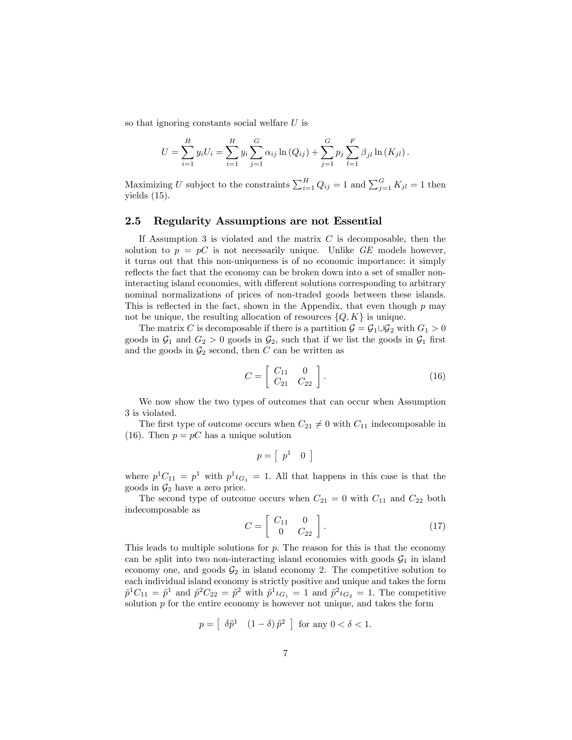so that ignoring constants social welfare $U$ is

$$U = \sum_{i=1}^{H} y_i U_i = \sum_{i=1}^{H} y_i \sum_{j=1}^{G} \alpha_{ij} \ln(Q_{ij}) + \sum_{j=1}^{G} p_j \sum_{l=1}^{F} \beta_{jl} \ln(K_{jl}).$$

Maximizing $U$ subject to the constraints $\sum_{i=1}^{H} Q_{ij} = 1$ and $\sum_{j=1}^{G} K_{jl} = 1$ then yields (15).

## 2.5 Regularity Assumptions are not Essential

If Assumption 3 is violated and the matrix $C$ is decomposable, then the solution to $p = pC$ is not necessarily unique. Unlike *GE* models however, it turns out that this non-uniqueness is of no economic importance: it simply reflects the fact that the economy can be broken down into a set of smaller non-interacting island economies, with different solutions corresponding to arbitrary nominal normalizations of prices of non-traded goods between these islands. This is reflected in the fact, shown in the Appendix, that even though $p$ may not be unique, the resulting allocation of resources $\{Q, K\}$ is unique.

The matrix $C$ is decomposable if there is a partition $\mathcal{G} = \mathcal{G}_1 \cup \mathcal{G}_2$ with $G_1 > 0$ goods in $\mathcal{G}_1$ and $G_2 > 0$ goods in $\mathcal{G}_2$, such that if we list the goods in $\mathcal{G}_1$ first and the goods in $\mathcal{G}_2$ second, then $C$ can be written as

$$C = \begin{bmatrix} C_{11} & 0 \\ C_{21} & C_{22} \end{bmatrix}. \tag{16}$$

We now show the two types of outcomes that can occur when Assumption 3 is violated.

The first type of outcome occurs when $C_{21} \neq 0$ with $C_{11}$ indecomposable in (16). Then $p = pC$ has a unique solution

$$p = \begin{bmatrix} p^1 & 0 \end{bmatrix}$$

where $p^1 C_{11} = p^1$ with $p^1 \iota_{G_1} = 1$. All that happens in this case is that the goods in $\mathcal{G}_2$ have a zero price.

The second type of outcome occurs when $C_{21} = 0$ with $C_{11}$ and $C_{22}$ both indecomposable as

$$C = \begin{bmatrix} C_{11} & 0 \\ 0 & C_{22} \end{bmatrix}. \tag{17}$$

This leads to multiple solutions for $p$. The reason for this is that the economy can be split into two non-interacting island economies with goods $\mathcal{G}_1$ in island economy one, and goods $\mathcal{G}_2$ in island economy 2. The competitive solution to each individual island economy is strictly positive and unique and takes the form $\tilde{p}^1 C_{11} = \tilde{p}^1$ and $\tilde{p}^2 C_{22} = \tilde{p}^2$ with $\tilde{p}^1 \iota_{G_1} = 1$ and $\tilde{p}^2 \iota_{G_2} = 1$. The competitive solution $p$ for the entire economy is however not unique, and takes the form

$$p = \begin{bmatrix} \delta \tilde{p}^1 & (1-\delta) \tilde{p}^2 \end{bmatrix} \text{ for any } 0 < \delta < 1.$$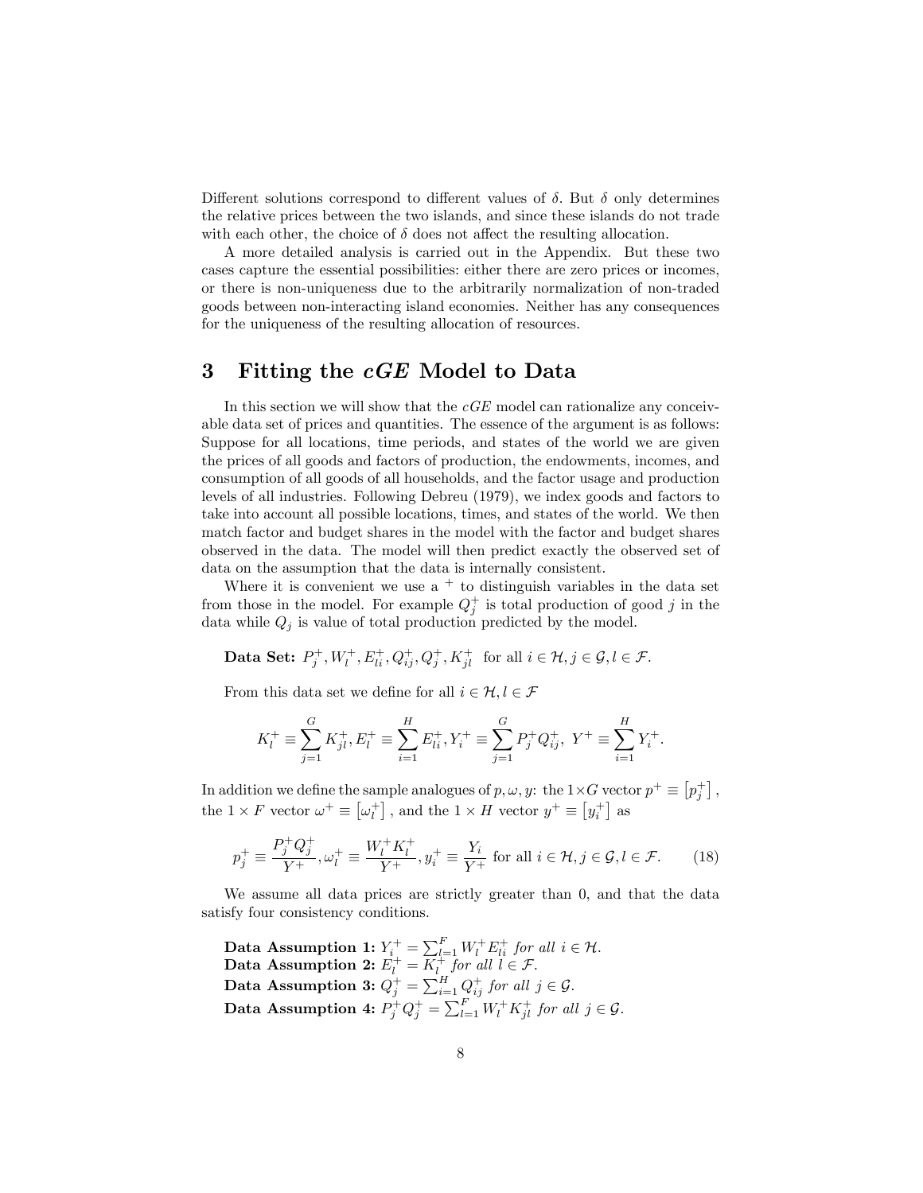Different solutions correspond to different values of $\delta$. But $\delta$ only determines the relative prices between the two islands, and since these islands do not trade with each other, the choice of $\delta$ does not affect the resulting allocation.

A more detailed analysis is carried out in the Appendix. But these two cases capture the essential possibilities: either there are zero prices or incomes, or there is non-uniqueness due to the arbitrarily normalization of non-traded goods between non-interacting island economies. Neither has any consequences for the uniqueness of the resulting allocation of resources.

## 3 Fitting the *cGE* Model to Data

In this section we will show that the *cGE* model can rationalize any conceivable data set of prices and quantities. The essence of the argument is as follows: Suppose for all locations, time periods, and states of the world we are given the prices of all goods and factors of production, the endowments, incomes, and consumption of all goods of all households, and the factor usage and production levels of all industries. Following Debreu (1979), we index goods and factors to take into account all possible locations, times, and states of the world. We then match factor and budget shares in the model with the factor and budget shares observed in the data. The model will then predict exactly the observed set of data on the assumption that the data is internally consistent.

Where it is convenient we use a $^+$ to distinguish variables in the data set from those in the model. For example $Q_j^+$ is total production of good $j$ in the data while $Q_j$ is value of total production predicted by the model.

**Data Set:** $P_j^+, W_l^+, E_{li}^+, Q_{ij}^+, Q_j^+, K_{jl}^+$ for all $i \in \mathcal{H}, j \in \mathcal{G}, l \in \mathcal{F}$.

From this data set we define for all $i \in \mathcal{H}, l \in \mathcal{F}$

$$K_l^+ \equiv \sum_{j=1}^{G} K_{jl}^+, E_l^+ \equiv \sum_{i=1}^{H} E_{li}^+, Y_i^+ \equiv \sum_{j=1}^{G} P_j^+ Q_{ij}^+, \ Y^+ \equiv \sum_{i=1}^{H} Y_i^+.$$

In addition we define the sample analogues of $p, \omega, y$: the $1 \times G$ vector $p^+ \equiv \left[p_j^+\right]$, the $1 \times F$ vector $\omega^+ \equiv \left[\omega_l^+\right]$, and the $1 \times H$ vector $y^+ \equiv \left[y_i^+\right]$ as

$$p_j^+ \equiv \frac{P_j^+ Q_j^+}{Y^+}, \omega_l^+ \equiv \frac{W_l^+ K_l^+}{Y^+}, y_i^+ \equiv \frac{Y_i}{Y^+} \text{ for all } i \in \mathcal{H}, j \in \mathcal{G}, l \in \mathcal{F}. \tag{18}$$

We assume all data prices are strictly greater than 0, and that the data satisfy four consistency conditions.

**Data Assumption 1:** $Y_i^+ = \sum_{l=1}^{F} W_l^+ E_{li}^+$ *for all* $i \in \mathcal{H}$.
**Data Assumption 2:** $E_l^+ = K_l^+$ *for all* $l \in \mathcal{F}$.
**Data Assumption 3:** $Q_j^+ = \sum_{i=1}^{H} Q_{ij}^+$ *for all* $j \in \mathcal{G}$.
**Data Assumption 4:** $P_j^+ Q_j^+ = \sum_{l=1}^{F} W_l^+ K_{jl}^+$ *for all* $j \in \mathcal{G}$.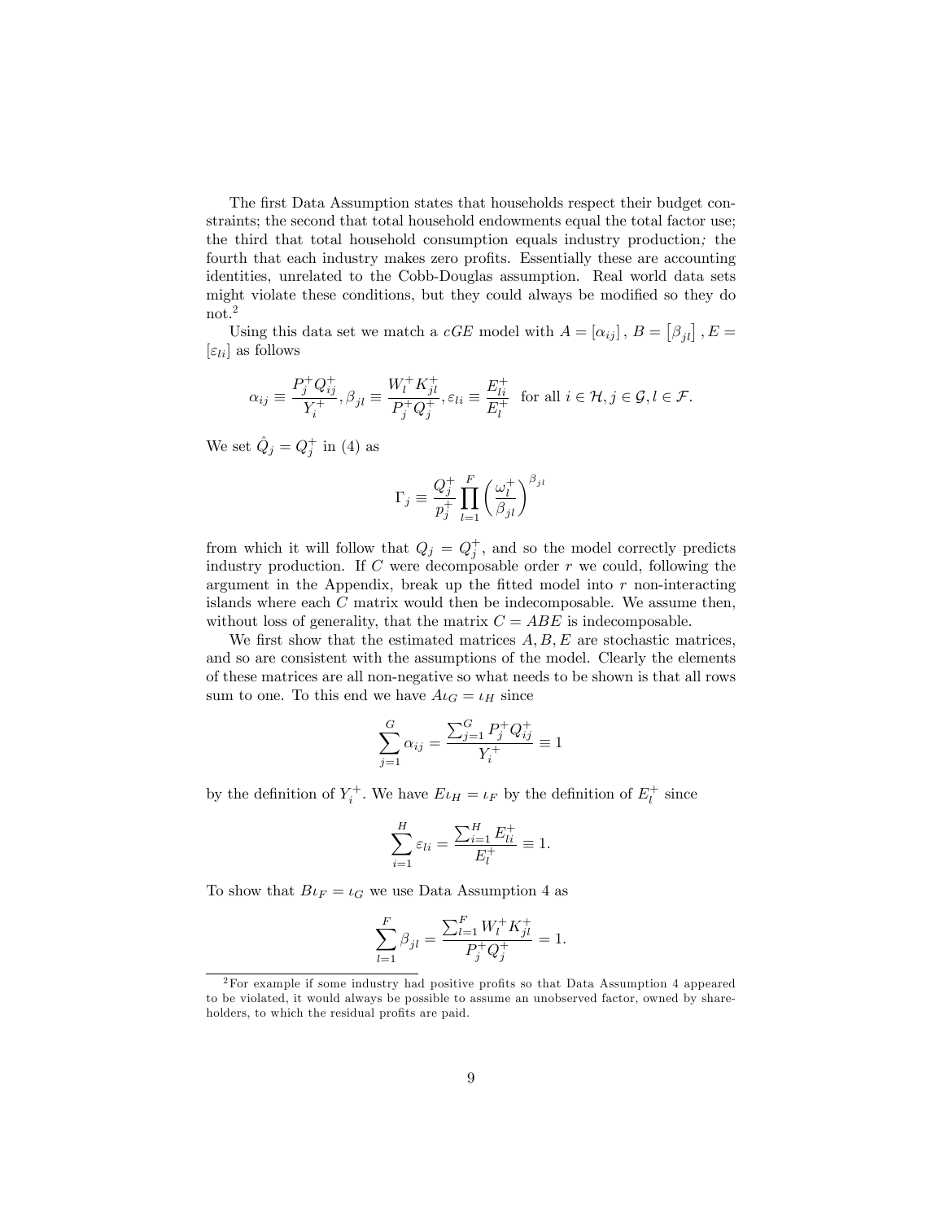The first Data Assumption states that households respect their budget constraints; the second that total household endowments equal the total factor use; the third that total household consumption equals industry production; the fourth that each industry makes zero profits. Essentially these are accounting identities, unrelated to the Cobb-Douglas assumption. Real world data sets might violate these conditions, but they could always be modified so they do not.[2]

Using this data set we match a *cGE* model with $A = [\alpha_{ij}]$, $B = [\beta_{jl}]$, $E = [\varepsilon_{li}]$ as follows

$$\alpha_{ij} \equiv \frac{P_j^+ Q_{ij}^+}{Y_i^+}, \beta_{jl} \equiv \frac{W_l^+ K_{jl}^+}{P_j^+ Q_j^+}, \varepsilon_{li} \equiv \frac{E_{li}^+}{E_l^+} \text{ for all } i \in \mathcal{H}, j \in \mathcal{G}, l \in \mathcal{F}.$$

We set $\hat{Q}_j = Q_j^+$ in (4) as

$$\Gamma_j \equiv \frac{Q_j^+}{p_j^+} \prod_{l=1}^{F} \left( \frac{\omega_l^+}{\beta_{jl}} \right)^{\beta_{jl}}$$

from which it will follow that $Q_j = Q_j^+$, and so the model correctly predicts industry production. If $C$ were decomposable order $r$ we could, following the argument in the Appendix, break up the fitted model into $r$ non-interacting islands where each $C$ matrix would then be indecomposable. We assume then, without loss of generality, that the matrix $C = ABE$ is indecomposable.

We first show that the estimated matrices $A, B, E$ are stochastic matrices, and so are consistent with the assumptions of the model. Clearly the elements of these matrices are all non-negative so what needs to be shown is that all rows sum to one. To this end we have $A\iota_G = \iota_H$ since

$$\sum_{j=1}^{G} \alpha_{ij} = \frac{\sum_{j=1}^{G} P_j^+ Q_{ij}^+}{Y_i^+} \equiv 1$$

by the definition of $Y_i^+$. We have $E\iota_H = \iota_F$ by the definition of $E_l^+$ since

$$\sum_{i=1}^{H} \varepsilon_{li} = \frac{\sum_{i=1}^{H} E_{li}^+}{E_l^+} \equiv 1.$$

To show that $B\iota_F = \iota_G$ we use Data Assumption 4 as

$$\sum_{l=1}^{F} \beta_{jl} = \frac{\sum_{l=1}^{F} W_l^+ K_{jl}^+}{P_j^+ Q_j^+} = 1.$$

[2] For example if some industry had positive profits so that Data Assumption 4 appeared to be violated, it would always be possible to assume an unobserved factor, owned by shareholders, to which the residual profits are paid.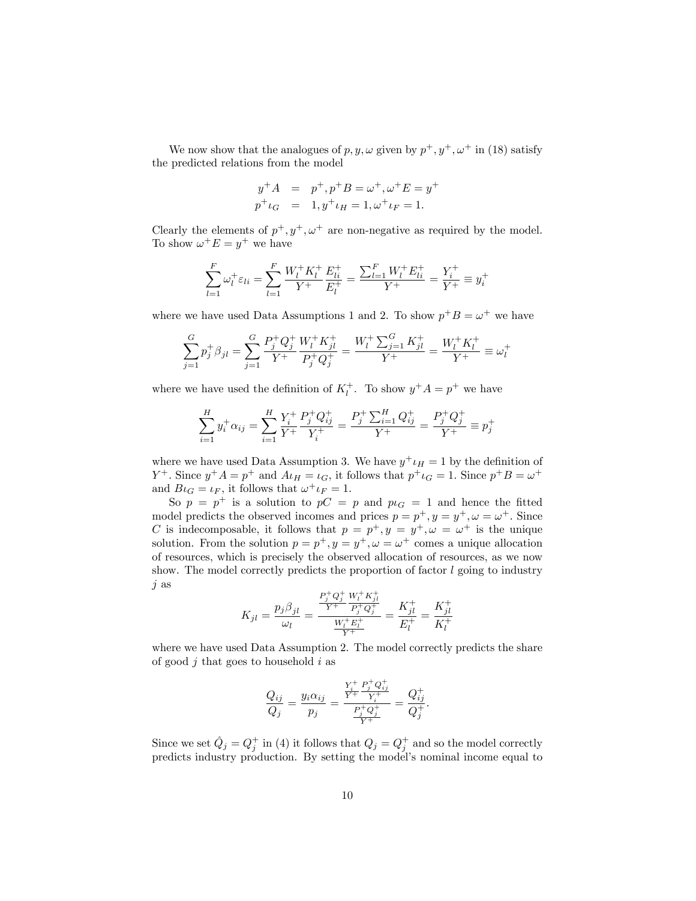We now show that the analogues of $p, y, \omega$ given by $p^+, y^+, \omega^+$ in (18) satisfy the predicted relations from the model

$$
\begin{aligned}
y^+ A &= p^+, p^+ B = \omega^+, \omega^+ E = y^+ \\
p^+ \iota_G &= 1, y^+ \iota_H = 1, \omega^+ \iota_F = 1.
\end{aligned}
$$

Clearly the elements of $p^+, y^+, \omega^+$ are non-negative as required by the model. To show $\omega^+ E = y^+$ we have

$$
\sum_{l=1}^{F} \omega_l^+ \varepsilon_{li} = \sum_{l=1}^{F} \frac{W_l^+ K_l^+}{Y^+} \frac{E_{li}^+}{E_l^+} = \frac{\sum_{l=1}^{F} W_l^+ E_{li}^+}{Y^+} = \frac{Y_i^+}{Y^+} \equiv y_i^+
$$

where we have used Data Assumptions 1 and 2. To show $p^+ B = \omega^+$ we have

$$
\sum_{j=1}^{G} p_j^+ \beta_{jl} = \sum_{j=1}^{G} \frac{P_j^+ Q_j^+}{Y^+} \frac{W_l^+ K_{jl}^+}{P_j^+ Q_j^+} = \frac{W_l^+ \sum_{j=1}^{G} K_{jl}^+}{Y^+} = \frac{W_l^+ K_l^+}{Y^+} \equiv \omega_l^+
$$

where we have used the definition of $K_l^+$. To show $y^+ A = p^+$ we have

$$
\sum_{i=1}^{H} y_i^+ \alpha_{ij} = \sum_{i=1}^{H} \frac{Y_i^+}{Y^+} \frac{P_j^+ Q_{ij}^+}{Y_i^+} = \frac{P_j^+ \sum_{i=1}^{H} Q_{ij}^+}{Y^+} = \frac{P_j^+ Q_j^+}{Y^+} \equiv p_j^+
$$

where we have used Data Assumption 3. We have $y^+ \iota_H = 1$ by the definition of $Y^+$. Since $y^+ A = p^+$ and $A \iota_H = \iota_G$, it follows that $p^+ \iota_G = 1$. Since $p^+ B = \omega^+$ and $B \iota_G = \iota_F$, it follows that $\omega^+ \iota_F = 1$.

So $p = p^+$ is a solution to $pC = p$ and $p \iota_G = 1$ and hence the fitted model predicts the observed incomes and prices $p = p^+, y = y^+, \omega = \omega^+$. Since $C$ is indecomposable, it follows that $p = p^+, y = y^+, \omega = \omega^+$ is the unique solution. From the solution $p = p^+, y = y^+, \omega = \omega^+$ comes a unique allocation of resources, which is precisely the observed allocation of resources, as we now show. The model correctly predicts the proportion of factor $l$ going to industry $j$ as

$$
K_{jl} = \frac{p_j \beta_{jl}}{\omega_l} = \frac{\frac{P_j^+ Q_j^+}{Y^+} \frac{W_l^+ K_{jl}^+}{P_j^+ Q_j^+}}{\frac{W_l^+ E_l^+}{Y^+}} = \frac{K_{jl}^+}{E_l^+} = \frac{K_{jl}^+}{K_l^+}
$$

where we have used Data Assumption 2. The model correctly predicts the share of good $j$ that goes to household $i$ as

$$
\frac{Q_{ij}}{Q_j} = \frac{y_i \alpha_{ij}}{p_j} = \frac{\frac{Y_i^+}{Y^+} \frac{P_j^+ Q_{ij}^+}{Y_i^+}}{\frac{P_j^+ Q_j^+}{Y^+}} = \frac{Q_{ij}^+}{Q_j^+}.
$$

Since we set $\hat{Q}_j = Q_j^+$ in (4) it follows that $Q_j = Q_j^+$ and so the model correctly predicts industry production. By setting the model's nominal income equal to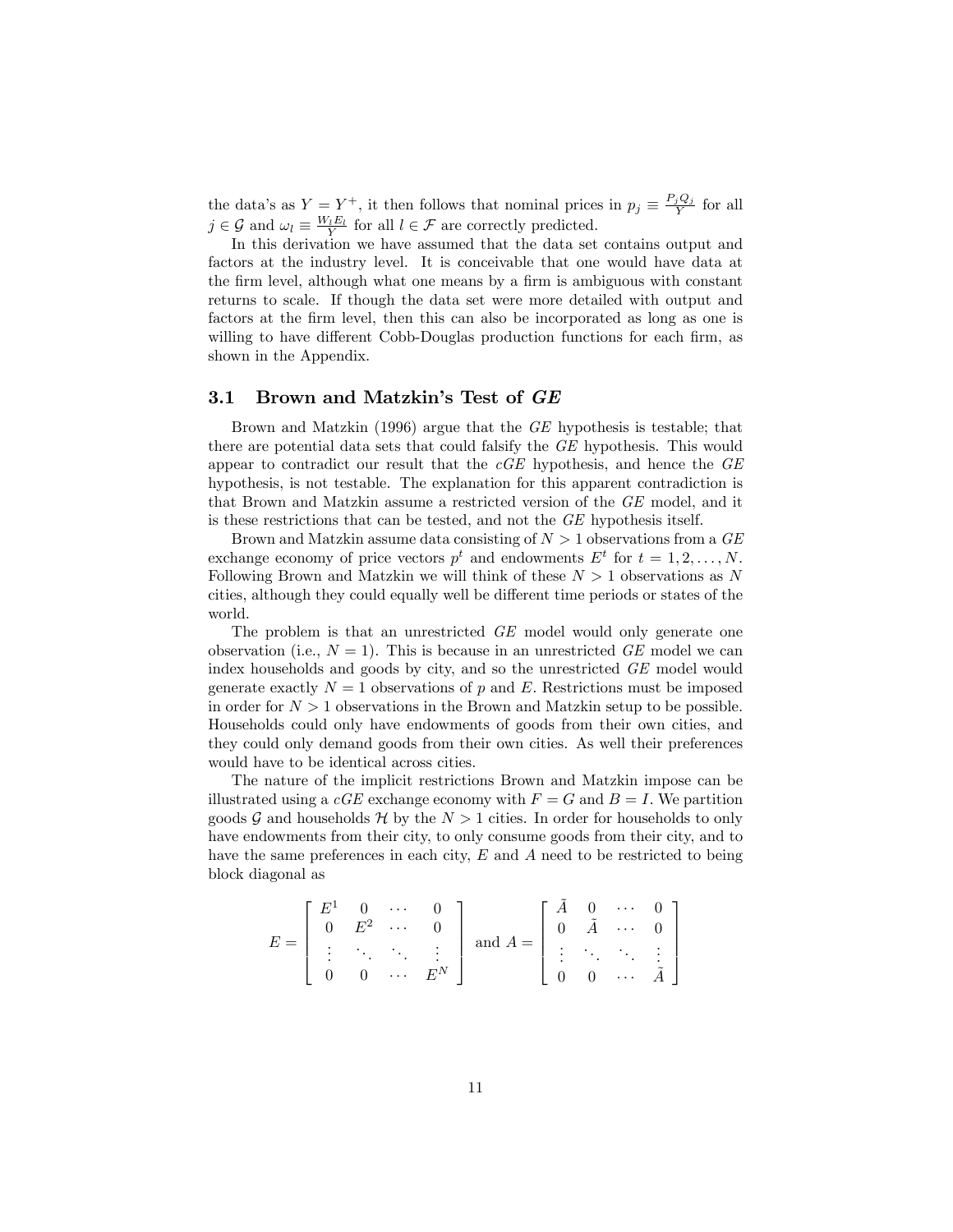the data's as $Y = Y^+$, it then follows that nominal prices in $p_j \equiv \frac{P_j Q_j}{Y}$ for all $j \in \mathcal{G}$ and $\omega_l \equiv \frac{W_l E_l}{Y}$ for all $l \in \mathcal{F}$ are correctly predicted.

In this derivation we have assumed that the data set contains output and factors at the industry level. It is conceivable that one would have data at the firm level, although what one means by a firm is ambiguous with constant returns to scale. If though the data set were more detailed with output and factors at the firm level, then this can also be incorporated as long as one is willing to have different Cobb-Douglas production functions for each firm, as shown in the Appendix.

### 3.1 Brown and Matzkin's Test of *GE*

Brown and Matzkin (1996) argue that the *GE* hypothesis is testable; that there are potential data sets that could falsify the *GE* hypothesis. This would appear to contradict our result that the *cGE* hypothesis, and hence the *GE* hypothesis, is not testable. The explanation for this apparent contradiction is that Brown and Matzkin assume a restricted version of the *GE* model, and it is these restrictions that can be tested, and not the *GE* hypothesis itself.

Brown and Matzkin assume data consisting of $N > 1$ observations from a *GE* exchange economy of price vectors $p^t$ and endowments $E^t$ for $t = 1, 2, \ldots, N$. Following Brown and Matzkin we will think of these $N > 1$ observations as $N$ cities, although they could equally well be different time periods or states of the world.

The problem is that an unrestricted *GE* model would only generate one observation (i.e., $N = 1$). This is because in an unrestricted *GE* model we can index households and goods by city, and so the unrestricted *GE* model would generate exactly $N = 1$ observations of $p$ and $E$. Restrictions must be imposed in order for $N > 1$ observations in the Brown and Matzkin setup to be possible. Households could only have endowments of goods from their own cities, and they could only demand goods from their own cities. As well their preferences would have to be identical across cities.

The nature of the implicit restrictions Brown and Matzkin impose can be illustrated using a *cGE* exchange economy with $F = G$ and $B = I$. We partition goods $\mathcal{G}$ and households $\mathcal{H}$ by the $N > 1$ cities. In order for households to only have endowments from their city, to only consume goods from their city, and to have the same preferences in each city, $E$ and $A$ need to be restricted to being block diagonal as

$$E = \begin{bmatrix} E^1 & 0 & \cdots & 0 \\ 0 & E^2 & \cdots & 0 \\ \vdots & \ddots & \ddots & \vdots \\ 0 & 0 & \cdots & E^N \end{bmatrix} \text{ and } A = \begin{bmatrix} \tilde{A} & 0 & \cdots & 0 \\ 0 & \tilde{A} & \cdots & 0 \\ \vdots & \ddots & \ddots & \vdots \\ 0 & 0 & \cdots & \tilde{A} \end{bmatrix}$$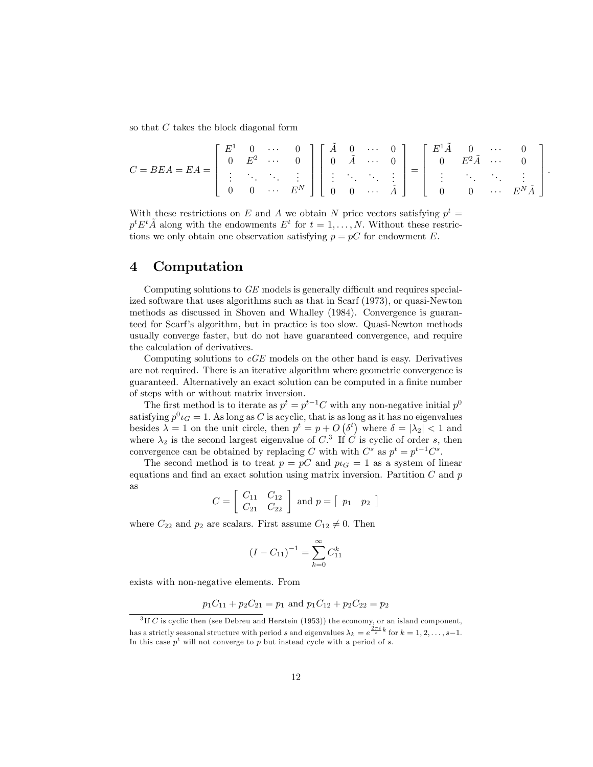so that $C$ takes the block diagonal form

$$C = BEA = EA = \begin{bmatrix} E^1 & 0 & \cdots & 0 \\ 0 & E^2 & \cdots & 0 \\ \vdots & \ddots & \ddots & \vdots \\ 0 & 0 & \cdots & E^N \end{bmatrix} \begin{bmatrix} \tilde{A} & 0 & \cdots & 0 \\ 0 & \tilde{A} & \cdots & 0 \\ \vdots & \ddots & \ddots & \vdots \\ 0 & 0 & \cdots & \tilde{A} \end{bmatrix} = \begin{bmatrix} E^1\tilde{A} & 0 & \cdots & 0 \\ 0 & E^2\tilde{A} & \cdots & 0 \\ \vdots & \ddots & \ddots & \vdots \\ 0 & 0 & \cdots & E^N\tilde{A} \end{bmatrix}.$$

With these restrictions on $E$ and $A$ we obtain $N$ price vectors satisfying $p^t = p^t E^t \tilde{A}$ along with the endowments $E^t$ for $t = 1, \ldots, N$. Without these restrictions we only obtain one observation satisfying $p = pC$ for endowment $E$.

# 4 Computation

Computing solutions to *GE* models is generally difficult and requires specialized software that uses algorithms such as that in Scarf (1973), or quasi-Newton methods as discussed in Shoven and Whalley (1984). Convergence is guaranteed for Scarf's algorithm, but in practice is too slow. Quasi-Newton methods usually converge faster, but do not have guaranteed convergence, and require the calculation of derivatives.

Computing solutions to *cGE* models on the other hand is easy. Derivatives are not required. There is an iterative algorithm where geometric convergence is guaranteed. Alternatively an exact solution can be computed in a finite number of steps with or without matrix inversion.

The first method is to iterate as $p^t = p^{t-1}C$ with any non-negative initial $p^0$ satisfying $p^0\iota_G = 1$. As long as $C$ is acyclic, that is as long as it has no eigenvalues besides $\lambda = 1$ on the unit circle, then $p^t = p + O\left(\delta^t\right)$ where $\delta = |\lambda_2| < 1$ and where $\lambda_2$ is the second largest eigenvalue of $C$.[3] If $C$ is cyclic of order $s$, then convergence can be obtained by replacing $C$ with with $C^s$ as $p^t = p^{t-1}C^s$.

The second method is to treat $p = pC$ and $p\iota_G = 1$ as a system of linear equations and find an exact solution using matrix inversion. Partition $C$ and $p$ as

$$C = \begin{bmatrix} C_{11} & C_{12} \\ C_{21} & C_{22} \end{bmatrix} \text{ and } p = \begin{bmatrix} p_1 & p_2 \end{bmatrix}$$

where $C_{22}$ and $p_2$ are scalars. First assume $C_{12} \neq 0$. Then

$$(I - C_{11})^{-1} = \sum_{k=0}^{\infty} C_{11}^k$$

exists with non-negative elements. From

$$p_1 C_{11} + p_2 C_{21} = p_1 \text{ and } p_1 C_{12} + p_2 C_{22} = p_2$$

[3] If $C$ is cyclic then (see Debreu and Herstein (1953)) the economy, or an island component, has a strictly seasonal structure with period $s$ and eigenvalues $\lambda_k = e^{\frac{2\pi i}{s}k}$ for $k = 1, 2, \ldots, s-1$. In this case $p^t$ will not converge to $p$ but instead cycle with a period of $s$.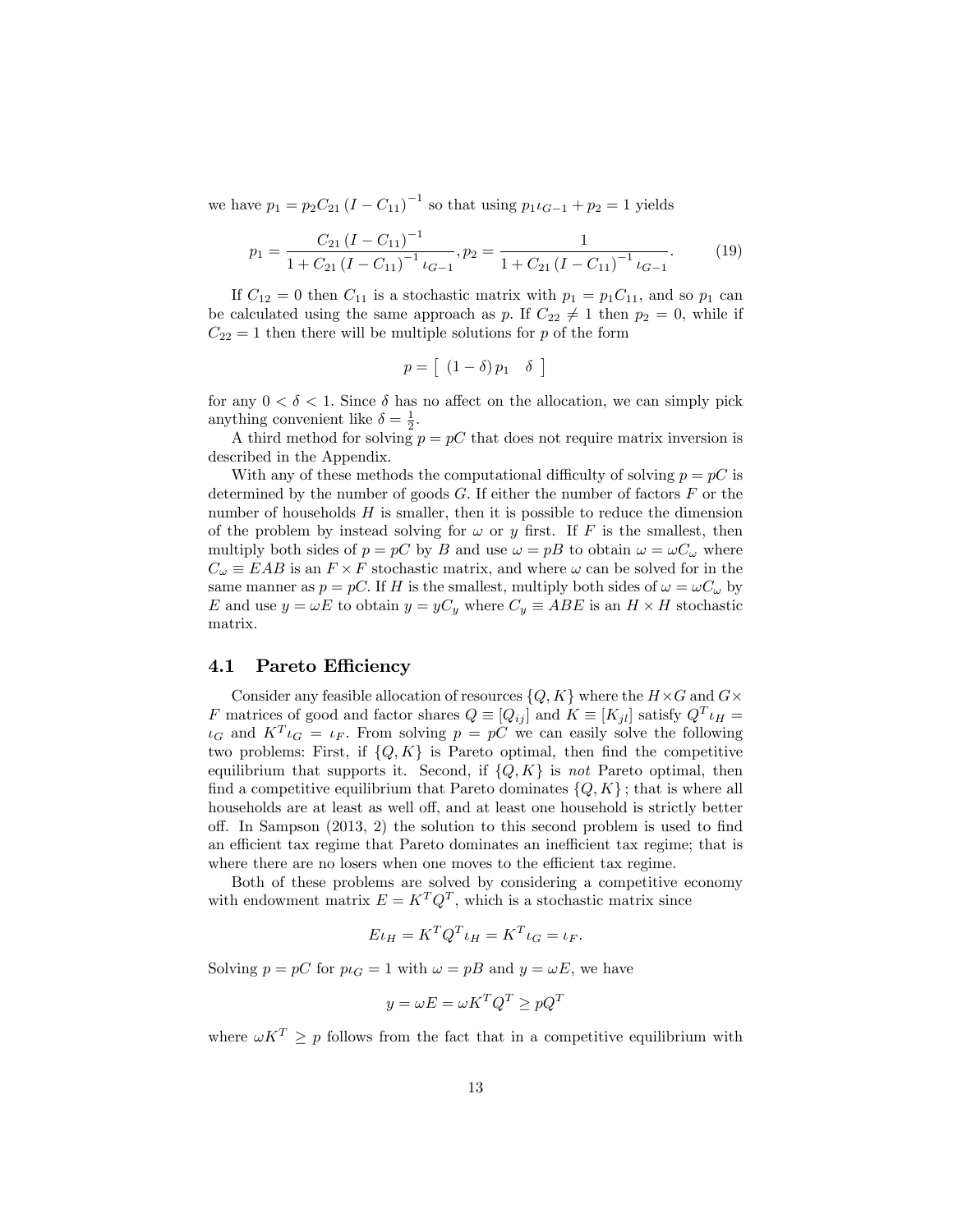we have $p_1 = p_2 C_{21} (I - C_{11})^{-1}$ so that using $p_1 \iota_{G-1} + p_2 = 1$ yields

$$p_1 = \frac{C_{21} (I - C_{11})^{-1}}{1 + C_{21} (I - C_{11})^{-1} \iota_{G-1}}, p_2 = \frac{1}{1 + C_{21} (I - C_{11})^{-1} \iota_{G-1}}. \tag{19}$$

If $C_{12} = 0$ then $C_{11}$ is a stochastic matrix with $p_1 = p_1 C_{11}$, and so $p_1$ can be calculated using the same approach as $p$. If $C_{22} \neq 1$ then $p_2 = 0$, while if $C_{22} = 1$ then there will be multiple solutions for $p$ of the form

$$p = \left[ \begin{array}{cc} (1-\delta) p_1 & \delta \end{array} \right]$$

for any $0 < \delta < 1$. Since $\delta$ has no affect on the allocation, we can simply pick anything convenient like $\delta = \frac{1}{2}$.

A third method for solving $p = pC$ that does not require matrix inversion is described in the Appendix.

With any of these methods the computational difficulty of solving $p = pC$ is determined by the number of goods $G$. If either the number of factors $F$ or the number of households $H$ is smaller, then it is possible to reduce the dimension of the problem by instead solving for $\omega$ or $y$ first. If $F$ is the smallest, then multiply both sides of $p = pC$ by $B$ and use $\omega = pB$ to obtain $\omega = \omega C_\omega$ where $C_\omega \equiv EAB$ is an $F \times F$ stochastic matrix, and where $\omega$ can be solved for in the same manner as $p = pC$. If $H$ is the smallest, multiply both sides of $\omega = \omega C_\omega$ by $E$ and use $y = \omega E$ to obtain $y = y C_y$ where $C_y \equiv ABE$ is an $H \times H$ stochastic matrix.

## 4.1 Pareto Efficiency

Consider any feasible allocation of resources $\{Q, K\}$ where the $H \times G$ and $G \times F$ matrices of good and factor shares $Q \equiv [Q_{ij}]$ and $K \equiv [K_{jl}]$ satisfy $Q^T \iota_H = \iota_G$ and $K^T \iota_G = \iota_F$. From solving $p = pC$ we can easily solve the following two problems: First, if $\{Q, K\}$ is Pareto optimal, then find the competitive equilibrium that supports it. Second, if $\{Q, K\}$ is *not* Pareto optimal, then find a competitive equilibrium that Pareto dominates $\{Q, K\}$; that is where all households are at least as well off, and at least one household is strictly better off. In Sampson (2013, 2) the solution to this second problem is used to find an efficient tax regime that Pareto dominates an inefficient tax regime; that is where there are no losers when one moves to the efficient tax regime.

Both of these problems are solved by considering a competitive economy with endowment matrix $E = K^T Q^T$, which is a stochastic matrix since

$$E \iota_H = K^T Q^T \iota_H = K^T \iota_G = \iota_F.$$

Solving $p = pC$ for $p \iota_G = 1$ with $\omega = pB$ and $y = \omega E$, we have

$$y = \omega E = \omega K^T Q^T \geq p Q^T$$

where $\omega K^T \geq p$ follows from the fact that in a competitive equilibrium with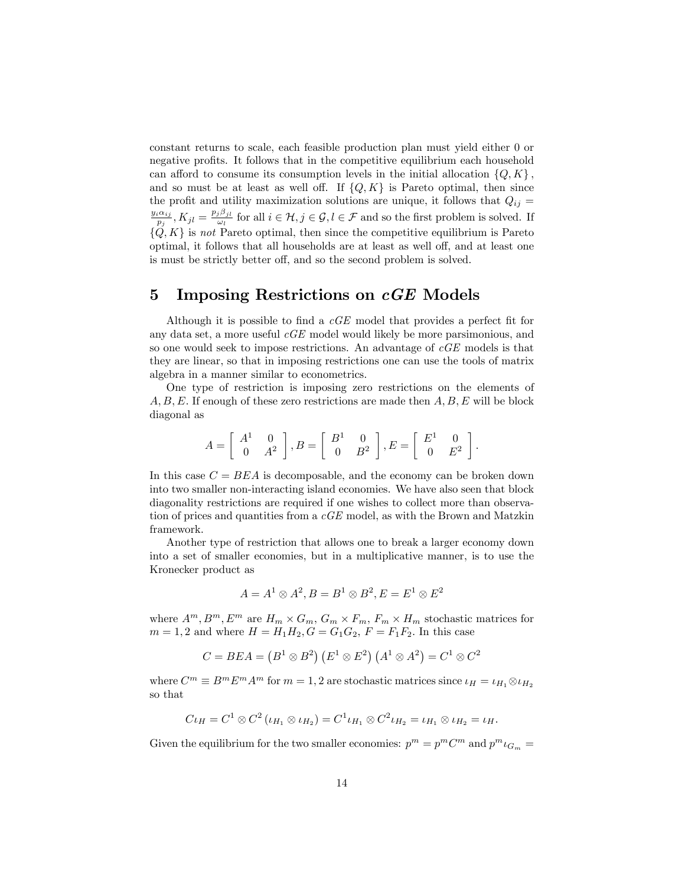constant returns to scale, each feasible production plan must yield either 0 or negative profits. It follows that in the competitive equilibrium each household can afford to consume its consumption levels in the initial allocation $\{Q, K\}$, and so must be at least as well off. If $\{Q, K\}$ is Pareto optimal, then since the profit and utility maximization solutions are unique, it follows that $Q_{ij} = \frac{y_i \alpha_{ij}}{p_j}, K_{jl} = \frac{p_j \beta_{jl}}{\omega_l}$ for all $i \in \mathcal{H}, j \in \mathcal{G}, l \in \mathcal{F}$ and so the first problem is solved. If $\{Q, K\}$ is *not* Pareto optimal, then since the competitive equilibrium is Pareto optimal, it follows that all households are at least as well off, and at least one is must be strictly better off, and so the second problem is solved.

# 5 Imposing Restrictions on *cGE* Models

Although it is possible to find a *cGE* model that provides a perfect fit for any data set, a more useful *cGE* model would likely be more parsimonious, and so one would seek to impose restrictions. An advantage of *cGE* models is that they are linear, so that in imposing restrictions one can use the tools of matrix algebra in a manner similar to econometrics.

One type of restriction is imposing zero restrictions on the elements of $A, B, E$. If enough of these zero restrictions are made then $A, B, E$ will be block diagonal as

$$A = \begin{bmatrix} A^1 & 0 \\ 0 & A^2 \end{bmatrix}, B = \begin{bmatrix} B^1 & 0 \\ 0 & B^2 \end{bmatrix}, E = \begin{bmatrix} E^1 & 0 \\ 0 & E^2 \end{bmatrix}.$$

In this case $C = BEA$ is decomposable, and the economy can be broken down into two smaller non-interacting island economies. We have also seen that block diagonality restrictions are required if one wishes to collect more than observation of prices and quantities from a *cGE* model, as with the Brown and Matzkin framework.

Another type of restriction that allows one to break a larger economy down into a set of smaller economies, but in a multiplicative manner, is to use the Kronecker product as

$$A = A^1 \otimes A^2, B = B^1 \otimes B^2, E = E^1 \otimes E^2$$

where $A^m, B^m, E^m$ are $H_m \times G_m$, $G_m \times F_m$, $F_m \times H_m$ stochastic matrices for $m = 1, 2$ and where $H = H_1 H_2, G = G_1 G_2, F = F_1 F_2$. In this case

$$C = BEA = \left(B^1 \otimes B^2\right)\left(E^1 \otimes E^2\right)\left(A^1 \otimes A^2\right) = C^1 \otimes C^2$$

where $C^m \equiv B^m E^m A^m$ for $m = 1, 2$ are stochastic matrices since $\iota_H = \iota_{H_1} \otimes \iota_{H_2}$ so that

$$C\iota_H = C^1 \otimes C^2 \left(\iota_{H_1} \otimes \iota_{H_2}\right) = C^1 \iota_{H_1} \otimes C^2 \iota_{H_2} = \iota_{H_1} \otimes \iota_{H_2} = \iota_H.$$

Given the equilibrium for the two smaller economies: $p^m = p^m C^m$ and $p^m \iota_{G_m} =$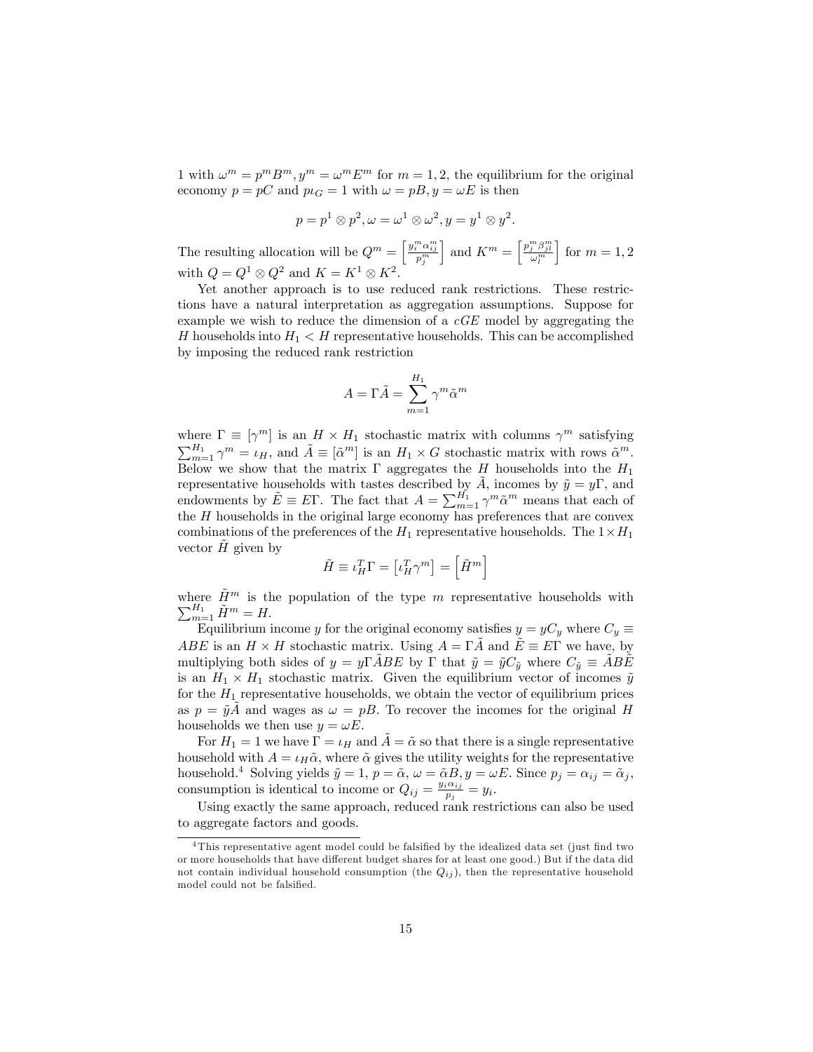1 with $\omega^m = p^m B^m, y^m = \omega^m E^m$ for $m = 1, 2$, the equilibrium for the original economy $p = pC$ and $p\iota_G = 1$ with $\omega = pB, y = \omega E$ is then

$$p = p^1 \otimes p^2, \omega = \omega^1 \otimes \omega^2, y = y^1 \otimes y^2.$$

The resulting allocation will be $Q^m = \left[\frac{y_i^m \alpha_{ij}^m}{p_j^m}\right]$ and $K^m = \left[\frac{p_j^m \beta_{jl}^m}{\omega_l^m}\right]$ for $m = 1, 2$ with $Q = Q^1 \otimes Q^2$ and $K = K^1 \otimes K^2$.

Yet another approach is to use reduced rank restrictions. These restrictions have a natural interpretation as aggregation assumptions. Suppose for example we wish to reduce the dimension of a $cGE$ model by aggregating the $H$ households into $H_1 < H$ representative households. This can be accomplished by imposing the reduced rank restriction

$$A = \Gamma \tilde{A} = \sum_{m=1}^{H_1} \gamma^m \tilde{\alpha}^m$$

where $\Gamma \equiv [\gamma^m]$ is an $H \times H_1$ stochastic matrix with columns $\gamma^m$ satisfying $\sum_{m=1}^{H_1} \gamma^m = \iota_H$, and $\tilde{A} \equiv [\tilde{\alpha}^m]$ is an $H_1 \times G$ stochastic matrix with rows $\tilde{\alpha}^m$. Below we show that the matrix $\Gamma$ aggregates the $H$ households into the $H_1$ representative households with tastes described by $\tilde{A}$, incomes by $\tilde{y} = y\Gamma$, and endowments by $\tilde{E} \equiv E\Gamma$. The fact that $A = \sum_{m=1}^{H_1} \gamma^m \tilde{\alpha}^m$ means that each of the $H$ households in the original large economy has preferences that are convex combinations of the preferences of the $H_1$ representative households. The $1 \times H_1$ vector $\tilde{H}$ given by

$$\tilde{H} \equiv \iota_H^T \Gamma = \left[\iota_H^T \gamma^m\right] = \left[\tilde{H}^m\right]$$

where $\tilde{H}^m$ is the population of the type $m$ representative households with $\sum_{m=1}^{H_1} \tilde{H}^m = H$.

Equilibrium income $y$ for the original economy satisfies $y = yC_y$ where $C_y \equiv ABE$ is an $H \times H$ stochastic matrix. Using $A = \Gamma \tilde{A}$ and $\tilde{E} \equiv E\Gamma$ we have, by multiplying both sides of $y = y\Gamma \tilde{A} BE$ by $\Gamma$ that $\tilde{y} = \tilde{y} C_{\tilde{y}}$ where $C_{\tilde{y}} \equiv \tilde{A} B \tilde{E}$ is an $H_1 \times H_1$ stochastic matrix. Given the equilibrium vector of incomes $\tilde{y}$ for the $H_1$ representative households, we obtain the vector of equilibrium prices as $p = \tilde{y} \tilde{A}$ and wages as $\omega = pB$. To recover the incomes for the original $H$ households we then use $y = \omega E$.

For $H_1 = 1$ we have $\Gamma = \iota_H$ and $\tilde{A} = \tilde{\alpha}$ so that there is a single representative household with $A = \iota_H \tilde{\alpha}$, where $\tilde{\alpha}$ gives the utility weights for the representative household.[4] Solving yields $\tilde{y} = 1$, $p = \tilde{\alpha}$, $\omega = \tilde{\alpha} B, y = \omega E$. Since $p_j = \alpha_{ij} = \tilde{\alpha}_j$, consumption is identical to income or $Q_{ij} = \frac{y_i \alpha_{ij}}{p_j} = y_i$.

Using exactly the same approach, reduced rank restrictions can also be used to aggregate factors and goods.

[4] This representative agent model could be falsified by the idealized data set (just find two or more households that have different budget shares for at least one good.) But if the data did not contain individual household consumption (the $Q_{ij}$), then the representative household model could not be falsified.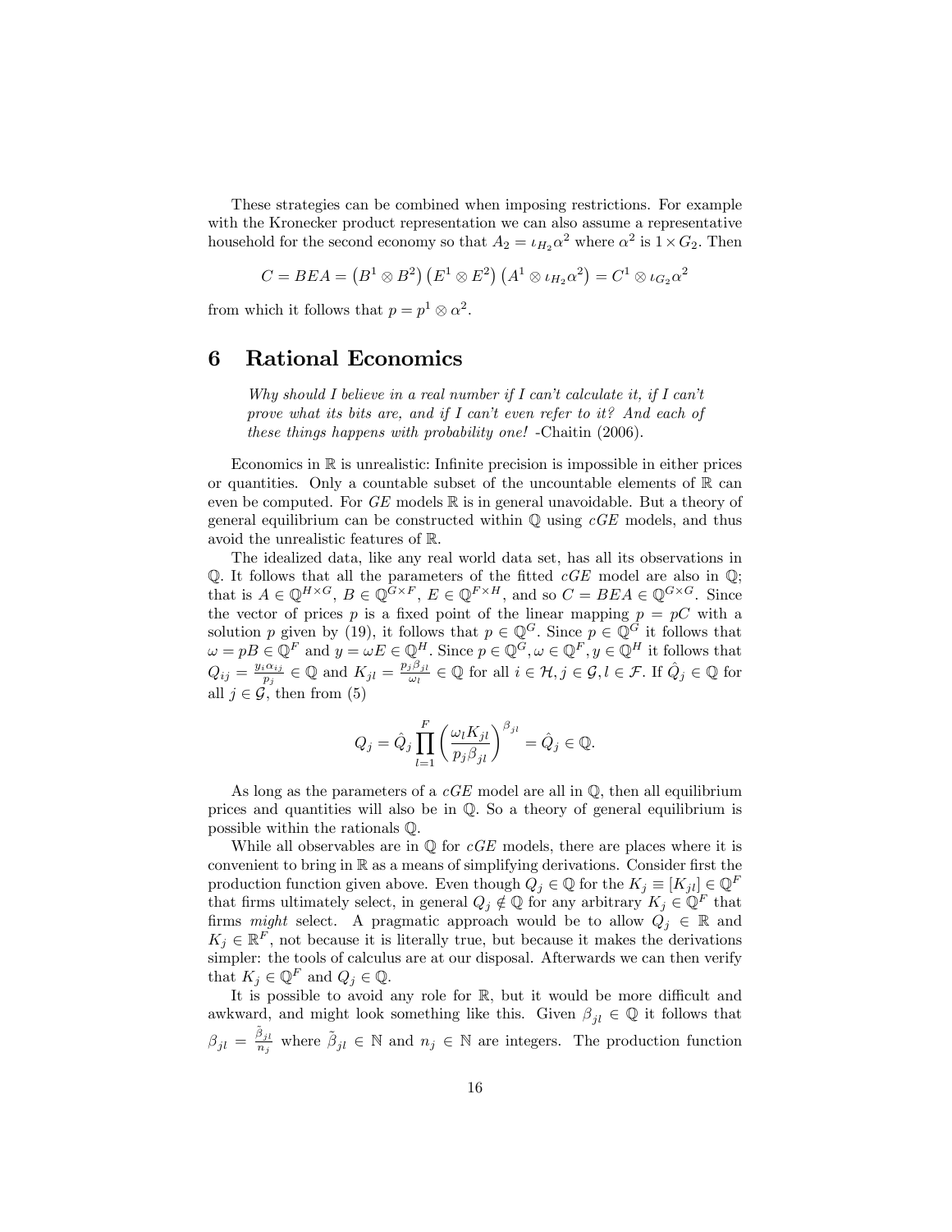These strategies can be combined when imposing restrictions. For example with the Kronecker product representation we can also assume a representative household for the second economy so that $A_2 = \iota_{H_2}\alpha^2$ where $\alpha^2$ is $1 \times G_2$. Then

$$C = BEA = \left(B^1 \otimes B^2\right)\left(E^1 \otimes E^2\right)\left(A^1 \otimes \iota_{H_2}\alpha^2\right) = C^1 \otimes \iota_{G_2}\alpha^2$$

from which it follows that $p = p^1 \otimes \alpha^2$.

# 6 Rational Economics

> *Why should I believe in a real number if I can't calculate it, if I can't prove what its bits are, and if I can't even refer to it? And each of these things happens with probability one!* -Chaitin (2006).

Economics in $\mathbb{R}$ is unrealistic: Infinite precision is impossible in either prices or quantities. Only a countable subset of the uncountable elements of $\mathbb{R}$ can even be computed. For *GE* models $\mathbb{R}$ is in general unavoidable. But a theory of general equilibrium can be constructed within $\mathbb{Q}$ using *cGE* models, and thus avoid the unrealistic features of $\mathbb{R}$.

The idealized data, like any real world data set, has all its observations in $\mathbb{Q}$. It follows that all the parameters of the fitted *cGE* model are also in $\mathbb{Q}$; that is $A \in \mathbb{Q}^{H\times G}$, $B \in \mathbb{Q}^{G\times F}$, $E \in \mathbb{Q}^{F\times H}$, and so $C = BEA \in \mathbb{Q}^{G\times G}$. Since the vector of prices $p$ is a fixed point of the linear mapping $p = pC$ with a solution $p$ given by (19), it follows that $p \in \mathbb{Q}^G$. Since $p \in \mathbb{Q}^G$ it follows that $\omega = pB \in \mathbb{Q}^F$ and $y = \omega E \in \mathbb{Q}^H$. Since $p \in \mathbb{Q}^G, \omega \in \mathbb{Q}^F, y \in \mathbb{Q}^H$ it follows that $Q_{ij} = \frac{y_i \alpha_{ij}}{p_j} \in \mathbb{Q}$ and $K_{jl} = \frac{p_j \beta_{jl}}{\omega_l} \in \mathbb{Q}$ for all $i \in \mathcal{H}, j \in \mathcal{G}, l \in \mathcal{F}$. If $\hat{Q}_j \in \mathbb{Q}$ for all $j \in \mathcal{G}$, then from (5)

$$Q_j = \hat{Q}_j \prod_{l=1}^{F} \left(\frac{\omega_l K_{jl}}{p_j \beta_{jl}}\right)^{\beta_{jl}} = \hat{Q}_j \in \mathbb{Q}.$$

As long as the parameters of a *cGE* model are all in $\mathbb{Q}$, then all equilibrium prices and quantities will also be in $\mathbb{Q}$. So a theory of general equilibrium is possible within the rationals $\mathbb{Q}$.

While all observables are in $\mathbb{Q}$ for *cGE* models, there are places where it is convenient to bring in $\mathbb{R}$ as a means of simplifying derivations. Consider first the production function given above. Even though $Q_j \in \mathbb{Q}$ for the $K_j \equiv [K_{jl}] \in \mathbb{Q}^F$ that firms ultimately select, in general $Q_j \notin \mathbb{Q}$ for any arbitrary $K_j \in \mathbb{Q}^F$ that firms *might* select. A pragmatic approach would be to allow $Q_j \in \mathbb{R}$ and $K_j \in \mathbb{R}^F$, not because it is literally true, but because it makes the derivations simpler: the tools of calculus are at our disposal. Afterwards we can then verify that $K_j \in \mathbb{Q}^F$ and $Q_j \in \mathbb{Q}$.

It is possible to avoid any role for $\mathbb{R}$, but it would be more difficult and awkward, and might look something like this. Given $\beta_{jl} \in \mathbb{Q}$ it follows that $\beta_{jl} = \frac{\tilde{\beta}_{jl}}{n_j}$ where $\tilde{\beta}_{jl} \in \mathbb{N}$ and $n_j \in \mathbb{N}$ are integers. The production function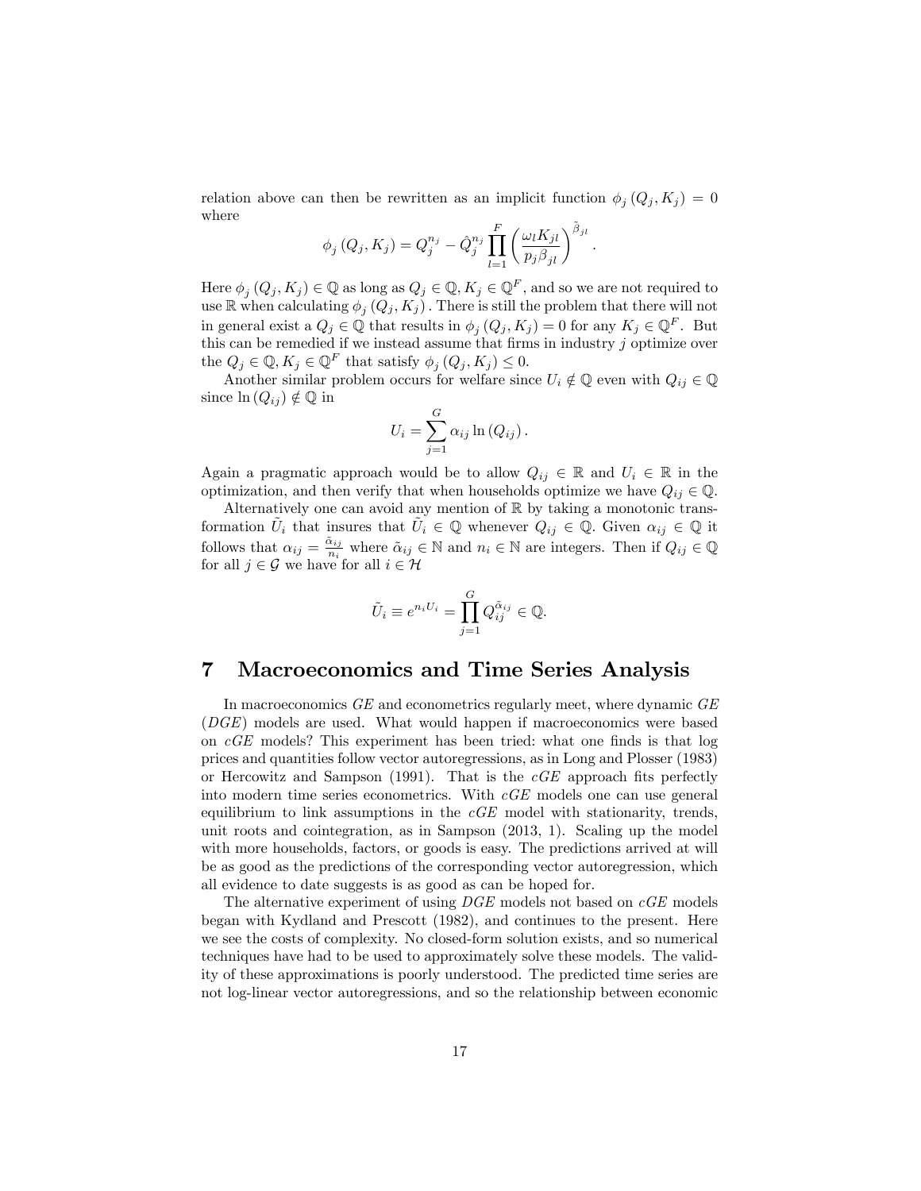relation above can then be rewritten as an implicit function $\phi_j(Q_j, K_j) = 0$ where

$$\phi_j(Q_j, K_j) = Q_j^{n_j} - \hat{Q}_j^{n_j} \prod_{l=1}^{F} \left( \frac{\omega_l K_{jl}}{p_j \beta_{jl}} \right)^{\tilde{\beta}_{jl}}.$$

Here $\phi_j(Q_j, K_j) \in \mathbb{Q}$ as long as $Q_j \in \mathbb{Q}, K_j \in \mathbb{Q}^F$, and so we are not required to use $\mathbb{R}$ when calculating $\phi_j(Q_j, K_j)$. There is still the problem that there will not in general exist a $Q_j \in \mathbb{Q}$ that results in $\phi_j(Q_j, K_j) = 0$ for any $K_j \in \mathbb{Q}^F$. But this can be remedied if we instead assume that firms in industry $j$ optimize over the $Q_j \in \mathbb{Q}, K_j \in \mathbb{Q}^F$ that satisfy $\phi_j(Q_j, K_j) \leq 0$.

Another similar problem occurs for welfare since $U_i \notin \mathbb{Q}$ even with $Q_{ij} \in \mathbb{Q}$ since $\ln(Q_{ij}) \notin \mathbb{Q}$ in

$$U_i = \sum_{j=1}^{G} \alpha_{ij} \ln(Q_{ij}).$$

Again a pragmatic approach would be to allow $Q_{ij} \in \mathbb{R}$ and $U_i \in \mathbb{R}$ in the optimization, and then verify that when households optimize we have $Q_{ij} \in \mathbb{Q}$.

Alternatively one can avoid any mention of $\mathbb{R}$ by taking a monotonic transformation $\tilde{U}_i$ that insures that $\tilde{U}_i \in \mathbb{Q}$ whenever $Q_{ij} \in \mathbb{Q}$. Given $\alpha_{ij} \in \mathbb{Q}$ it follows that $\alpha_{ij} = \frac{\tilde{\alpha}_{ij}}{n_i}$ where $\tilde{\alpha}_{ij} \in \mathbb{N}$ and $n_i \in \mathbb{N}$ are integers. Then if $Q_{ij} \in \mathbb{Q}$ for all $j \in \mathcal{G}$ we have for all $i \in \mathcal{H}$

$$\tilde{U}_i \equiv e^{n_i U_i} = \prod_{j=1}^{G} Q_{ij}^{\tilde{\alpha}_{ij}} \in \mathbb{Q}.$$

# 7 Macroeconomics and Time Series Analysis

In macroeconomics *GE* and econometrics regularly meet, where dynamic *GE* (*DGE*) models are used. What would happen if macroeconomics were based on *cGE* models? This experiment has been tried: what one finds is that log prices and quantities follow vector autoregressions, as in Long and Plosser (1983) or Hercowitz and Sampson (1991). That is the *cGE* approach fits perfectly into modern time series econometrics. With *cGE* models one can use general equilibrium to link assumptions in the *cGE* model with stationarity, trends, unit roots and cointegration, as in Sampson (2013, 1). Scaling up the model with more households, factors, or goods is easy. The predictions arrived at will be as good as the predictions of the corresponding vector autoregression, which all evidence to date suggests is as good as can be hoped for.

The alternative experiment of using *DGE* models not based on *cGE* models began with Kydland and Prescott (1982), and continues to the present. Here we see the costs of complexity. No closed-form solution exists, and so numerical techniques have had to be used to approximately solve these models. The validity of these approximations is poorly understood. The predicted time series are not log-linear vector autoregressions, and so the relationship between economic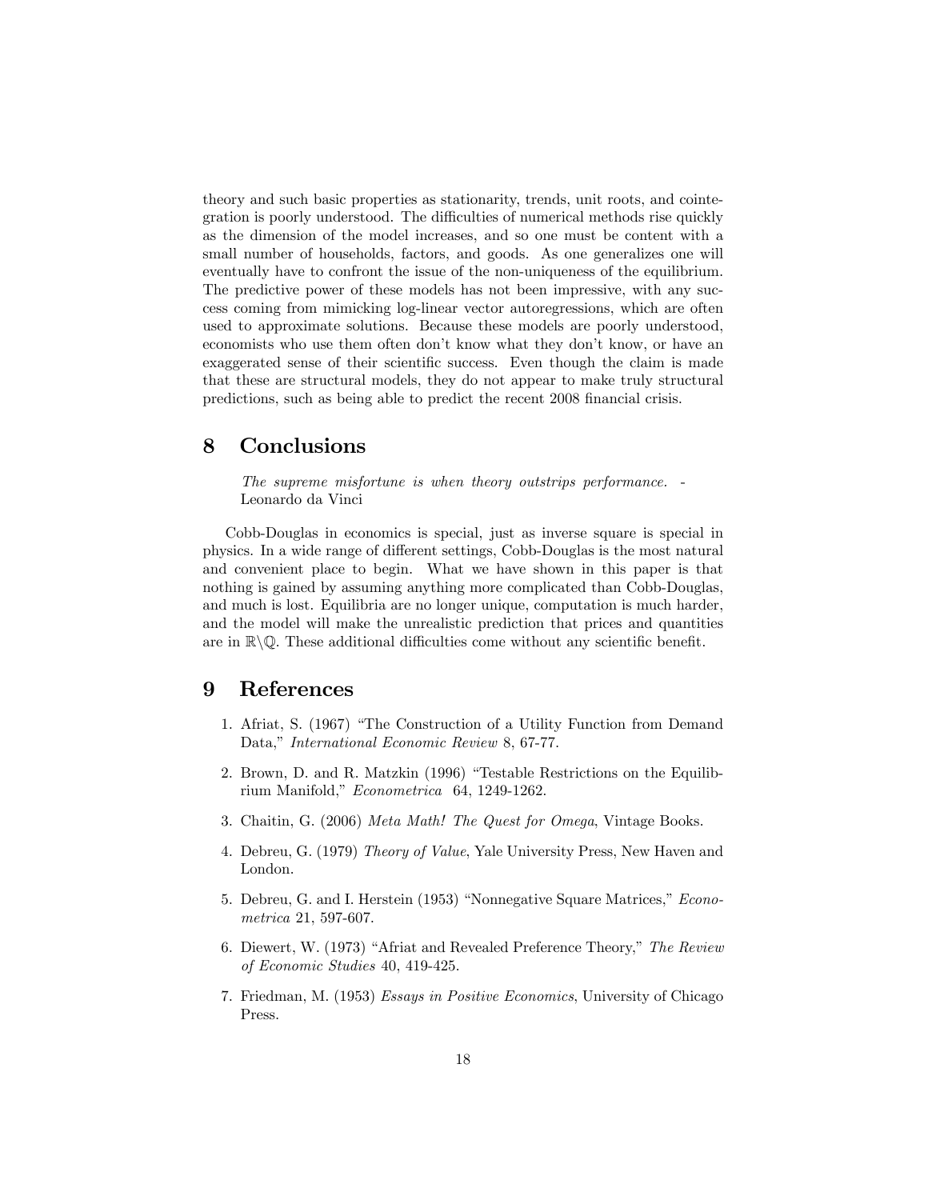theory and such basic properties as stationarity, trends, unit roots, and cointegration is poorly understood. The difficulties of numerical methods rise quickly as the dimension of the model increases, and so one must be content with a small number of households, factors, and goods. As one generalizes one will eventually have to confront the issue of the non-uniqueness of the equilibrium. The predictive power of these models has not been impressive, with any success coming from mimicking log-linear vector autoregressions, which are often used to approximate solutions. Because these models are poorly understood, economists who use them often don't know what they don't know, or have an exaggerated sense of their scientific success. Even though the claim is made that these are structural models, they do not appear to make truly structural predictions, such as being able to predict the recent 2008 financial crisis.

## 8 Conclusions

> *The supreme misfortune is when theory outstrips performance.* - Leonardo da Vinci

Cobb-Douglas in economics is special, just as inverse square is special in physics. In a wide range of different settings, Cobb-Douglas is the most natural and convenient place to begin. What we have shown in this paper is that nothing is gained by assuming anything more complicated than Cobb-Douglas, and much is lost. Equilibria are no longer unique, computation is much harder, and the model will make the unrealistic prediction that prices and quantities are in $\mathbb{R}\backslash\mathbb{Q}$. These additional difficulties come without any scientific benefit.

## 9 References

1. Afriat, S. (1967) "The Construction of a Utility Function from Demand Data," *International Economic Review* 8, 67-77.
2. Brown, D. and R. Matzkin (1996) "Testable Restrictions on the Equilibrium Manifold," *Econometrica* 64, 1249-1262.
3. Chaitin, G. (2006) *Meta Math! The Quest for Omega*, Vintage Books.
4. Debreu, G. (1979) *Theory of Value*, Yale University Press, New Haven and London.
5. Debreu, G. and I. Herstein (1953) "Nonnegative Square Matrices," *Econometrica* 21, 597-607.
6. Diewert, W. (1973) "Afriat and Revealed Preference Theory," *The Review of Economic Studies* 40, 419-425.
7. Friedman, M. (1953) *Essays in Positive Economics*, University of Chicago Press.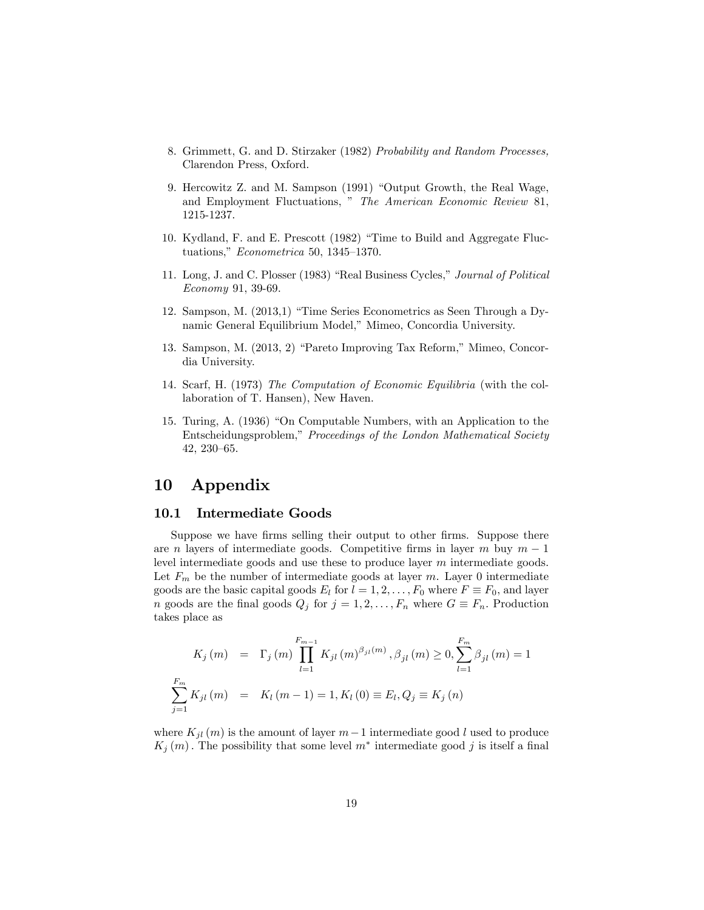8. Grimmett, G. and D. Stirzaker (1982) *Probability and Random Processes,* Clarendon Press, Oxford.

9. Hercowitz Z. and M. Sampson (1991) "Output Growth, the Real Wage, and Employment Fluctuations, " *The American Economic Review* 81, 1215-1237.

10. Kydland, F. and E. Prescott (1982) "Time to Build and Aggregate Fluctuations," *Econometrica* 50, 1345–1370.

11. Long, J. and C. Plosser (1983) "Real Business Cycles," *Journal of Political Economy* 91, 39-69.

12. Sampson, M. (2013,1) "Time Series Econometrics as Seen Through a Dynamic General Equilibrium Model," Mimeo, Concordia University.

13. Sampson, M. (2013, 2) "Pareto Improving Tax Reform," Mimeo, Concordia University.

14. Scarf, H. (1973) *The Computation of Economic Equilibria* (with the collaboration of T. Hansen), New Haven.

15. Turing, A. (1936) "On Computable Numbers, with an Application to the Entscheidungsproblem," *Proceedings of the London Mathematical Society* 42, 230–65.

# 10 Appendix

## 10.1 Intermediate Goods

Suppose we have firms selling their output to other firms. Suppose there are $n$ layers of intermediate goods. Competitive firms in layer $m$ buy $m-1$ level intermediate goods and use these to produce layer $m$ intermediate goods. Let $F_m$ be the number of intermediate goods at layer $m$. Layer 0 intermediate goods are the basic capital goods $E_l$ for $l = 1, 2, \ldots, F_0$ where $F \equiv F_0$, and layer $n$ goods are the final goods $Q_j$ for $j = 1, 2, \ldots, F_n$ where $G \equiv F_n$. Production takes place as

$$
\begin{aligned}
K_j(m) &= \Gamma_j(m) \prod_{l=1}^{F_{m-1}} K_{jl}(m)^{\beta_{jl}(m)}, \beta_{jl}(m) \geq 0, \sum_{l=1}^{F_m} \beta_{jl}(m) = 1 \\
\sum_{j=1}^{F_m} K_{jl}(m) &= K_l(m-1) = 1, K_l(0) \equiv E_l, Q_j \equiv K_j(n)
\end{aligned}
$$

where $K_{jl}(m)$ is the amount of layer $m-1$ intermediate good $l$ used to produce $K_j(m)$. The possibility that some level $m^*$ intermediate good $j$ is itself a final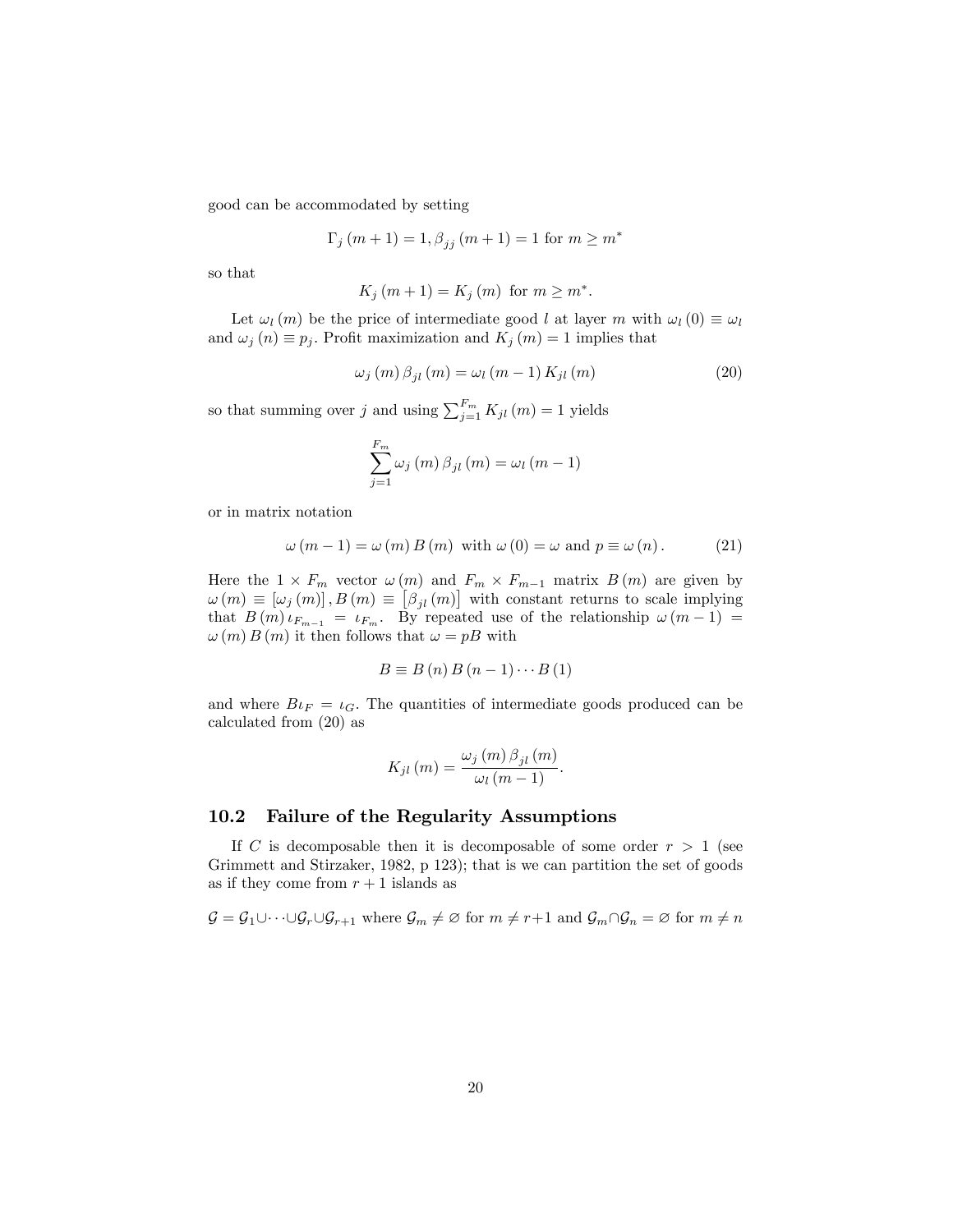good can be accommodated by setting

$$\Gamma_j (m+1) = 1, \beta_{jj} (m+1) = 1 \text{ for } m \geq m^*$$

so that

$$K_j (m+1) = K_j (m) \text{ for } m \geq m^*.$$

Let $\omega_l (m)$ be the price of intermediate good $l$ at layer $m$ with $\omega_l (0) \equiv \omega_l$ and $\omega_j (n) \equiv p_j$. Profit maximization and $K_j (m) = 1$ implies that

$$\omega_j (m) \beta_{jl} (m) = \omega_l (m-1) K_{jl} (m) \tag{20}$$

so that summing over $j$ and using $\sum_{j=1}^{F_m} K_{jl} (m) = 1$ yields

$$\sum_{j=1}^{F_m} \omega_j (m) \beta_{jl} (m) = \omega_l (m-1)$$

or in matrix notation

$$\omega (m-1) = \omega (m) B (m) \text{ with } \omega (0) = \omega \text{ and } p \equiv \omega (n). \tag{21}$$

Here the $1 \times F_m$ vector $\omega (m)$ and $F_m \times F_{m-1}$ matrix $B (m)$ are given by $\omega (m) \equiv [\omega_j (m)], B (m) \equiv [\beta_{jl} (m)]$ with constant returns to scale implying that $B (m) \iota_{F_{m-1}} = \iota_{F_m}$. By repeated use of the relationship $\omega (m-1) = \omega (m) B (m)$ it then follows that $\omega = pB$ with

$$B \equiv B (n) B (n-1) \cdots B (1)$$

and where $B \iota_F = \iota_G$. The quantities of intermediate goods produced can be calculated from (20) as

$$K_{jl} (m) = \frac{\omega_j (m) \beta_{jl} (m)}{\omega_l (m-1)}.$$

## 10.2 Failure of the Regularity Assumptions

If $C$ is decomposable then it is decomposable of some order $r > 1$ (see Grimmett and Stirzaker, 1982, p 123); that is we can partition the set of goods as if they come from $r+1$ islands as

$$\mathcal{G} = \mathcal{G}_1 \cup \cdots \cup \mathcal{G}_r \cup \mathcal{G}_{r+1} \text{ where } \mathcal{G}_m \neq \varnothing \text{ for } m \neq r+1 \text{ and } \mathcal{G}_m \cap \mathcal{G}_n = \varnothing \text{ for } m \neq n$$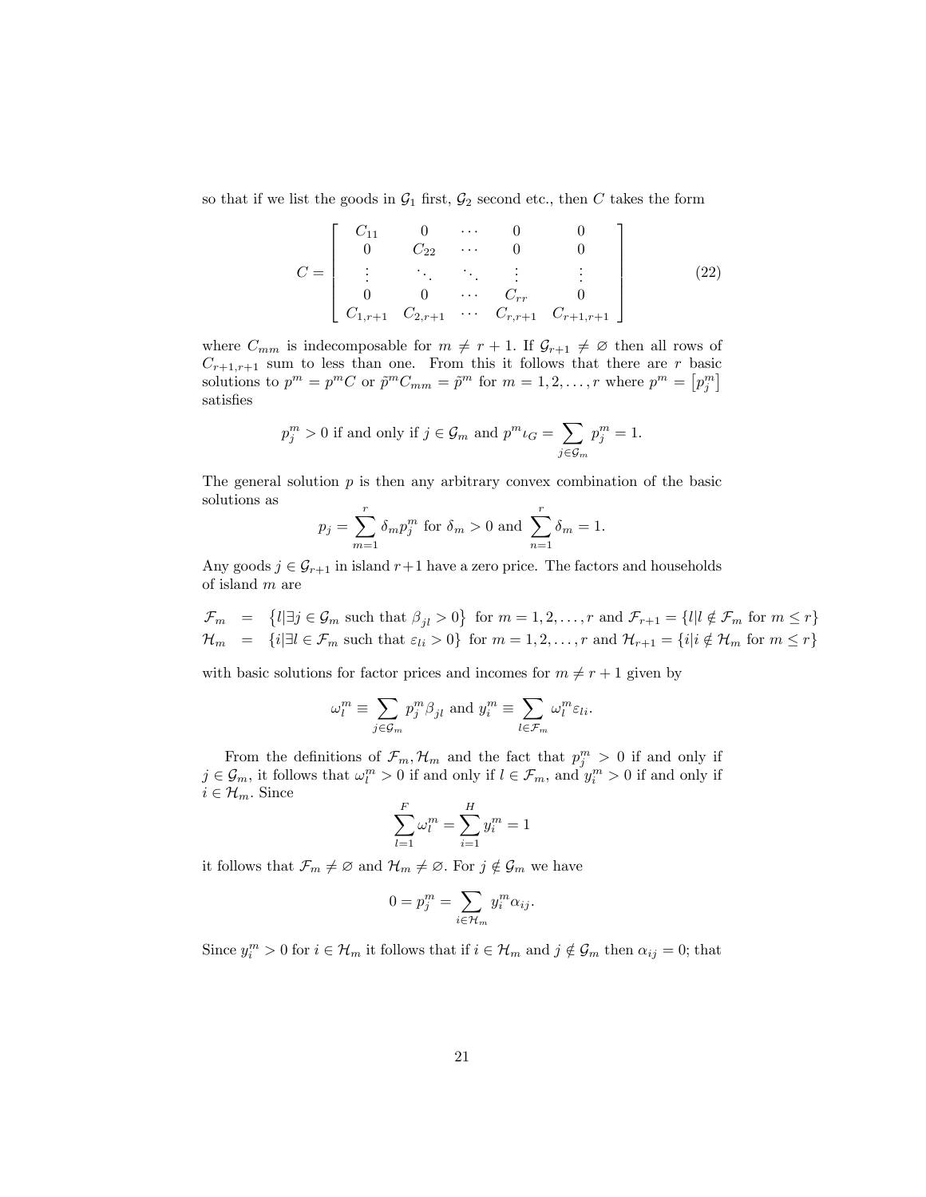so that if we list the goods in $\mathcal{G}_1$ first, $\mathcal{G}_2$ second etc., then $C$ takes the form

$$C = \begin{bmatrix} C_{11} & 0 & \cdots & 0 & 0 \\ 0 & C_{22} & \cdots & 0 & 0 \\ \vdots & \ddots & \ddots & \vdots & \vdots \\ 0 & 0 & \cdots & C_{rr} & 0 \\ C_{1,r+1} & C_{2,r+1} & \cdots & C_{r,r+1} & C_{r+1,r+1} \end{bmatrix} \tag{22}$$

where $C_{mm}$ is indecomposable for $m \neq r+1$. If $\mathcal{G}_{r+1} \neq \varnothing$ then all rows of $C_{r+1,r+1}$ sum to less than one. From this it follows that there are $r$ basic solutions to $p^m = p^m C$ or $\tilde{p}^m C_{mm} = \tilde{p}^m$ for $m = 1, 2, \ldots, r$ where $p^m = \left[p_j^m\right]$ satisfies

$$p_j^m > 0 \text{ if and only if } j \in \mathcal{G}_m \text{ and } p^m \iota_G = \sum_{j \in \mathcal{G}_m} p_j^m = 1.$$

The general solution $p$ is then any arbitrary convex combination of the basic solutions as

$$p_j = \sum_{m=1}^{r} \delta_m p_j^m \text{ for } \delta_m > 0 \text{ and } \sum_{n=1}^{r} \delta_m = 1.$$

Any goods $j \in \mathcal{G}_{r+1}$ in island $r+1$ have a zero price. The factors and households of island $m$ are

$$\begin{aligned} \mathcal{F}_m &= \left\{l | \exists j \in \mathcal{G}_m \text{ such that } \beta_{jl} > 0\right\} \text{ for } m = 1, 2, \ldots, r \text{ and } \mathcal{F}_{r+1} = \{l | l \notin \mathcal{F}_m \text{ for } m \leq r\} \\ \mathcal{H}_m &= \{i | \exists l \in \mathcal{F}_m \text{ such that } \varepsilon_{li} > 0\} \text{ for } m = 1, 2, \ldots, r \text{ and } \mathcal{H}_{r+1} = \{i | i \notin \mathcal{H}_m \text{ for } m \leq r\} \end{aligned}$$

with basic solutions for factor prices and incomes for $m \neq r+1$ given by

$$\omega_l^m \equiv \sum_{j \in \mathcal{G}_m} p_j^m \beta_{jl} \text{ and } y_i^m \equiv \sum_{l \in \mathcal{F}_m} \omega_l^m \varepsilon_{li}.$$

From the definitions of $\mathcal{F}_m, \mathcal{H}_m$ and the fact that $p_j^m > 0$ if and only if $j \in \mathcal{G}_m$, it follows that $\omega_l^m > 0$ if and only if $l \in \mathcal{F}_m$, and $y_i^m > 0$ if and only if $i \in \mathcal{H}_m$. Since

$$\sum_{l=1}^{F} \omega_l^m = \sum_{i=1}^{H} y_i^m = 1$$

it follows that $\mathcal{F}_m \neq \varnothing$ and $\mathcal{H}_m \neq \varnothing$. For $j \notin \mathcal{G}_m$ we have

$$0 = p_j^m = \sum_{i \in \mathcal{H}_m} y_i^m \alpha_{ij}.$$

Since $y_i^m > 0$ for $i \in \mathcal{H}_m$ it follows that if $i \in \mathcal{H}_m$ and $j \notin \mathcal{G}_m$ then $\alpha_{ij} = 0$; that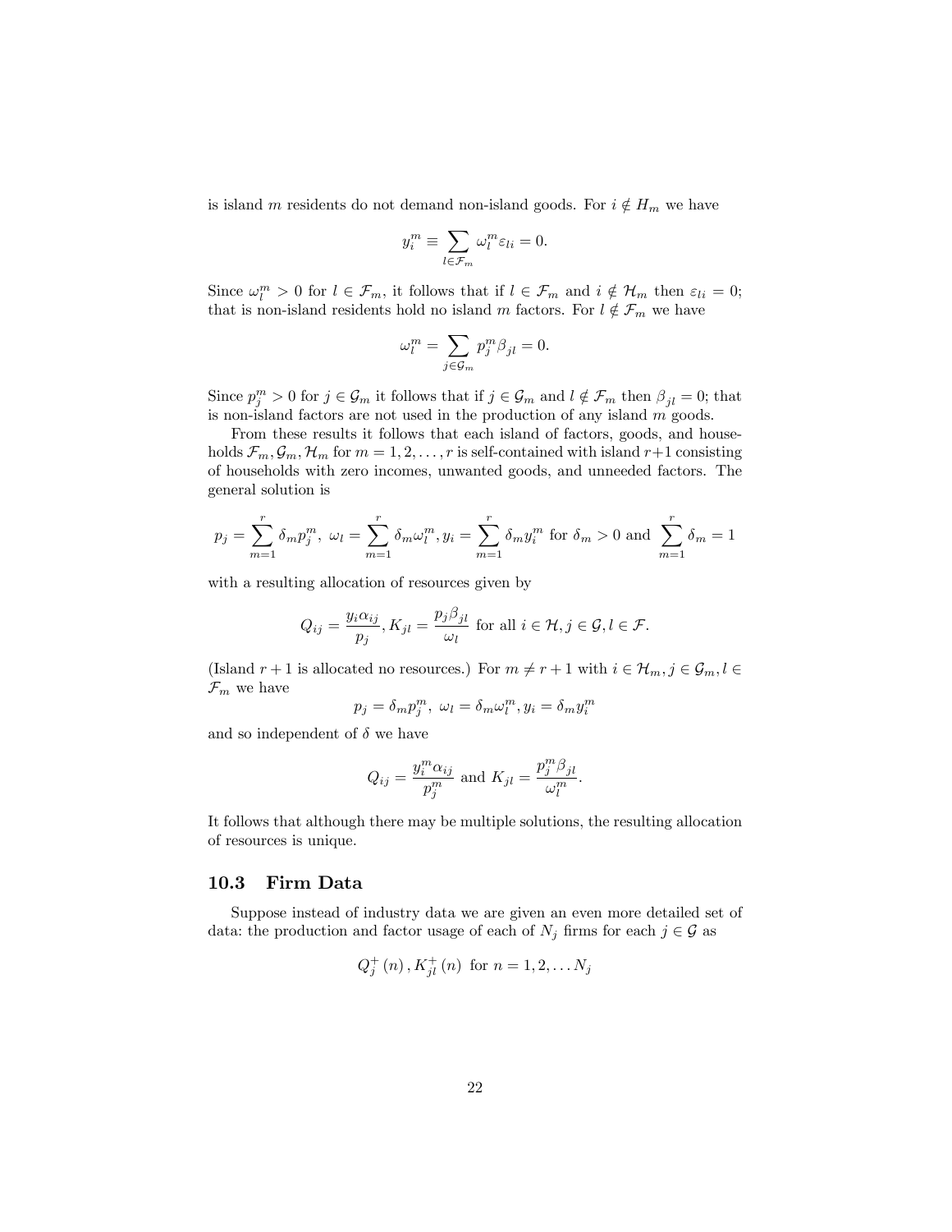is island $m$ residents do not demand non-island goods. For $i \notin H_m$ we have

$$y_i^m \equiv \sum_{l \in \mathcal{F}_m} \omega_l^m \varepsilon_{li} = 0.$$

Since $\omega_l^m > 0$ for $l \in \mathcal{F}_m$, it follows that if $l \in \mathcal{F}_m$ and $i \notin \mathcal{H}_m$ then $\varepsilon_{li} = 0$; that is non-island residents hold no island $m$ factors. For $l \notin \mathcal{F}_m$ we have

$$\omega_l^m = \sum_{j \in \mathcal{G}_m} p_j^m \beta_{jl} = 0.$$

Since $p_j^m > 0$ for $j \in \mathcal{G}_m$ it follows that if $j \in \mathcal{G}_m$ and $l \notin \mathcal{F}_m$ then $\beta_{jl} = 0$; that is non-island factors are not used in the production of any island $m$ goods.

From these results it follows that each island of factors, goods, and households $\mathcal{F}_m, \mathcal{G}_m, \mathcal{H}_m$ for $m = 1, 2, \ldots, r$ is self-contained with island $r+1$ consisting of households with zero incomes, unwanted goods, and unneeded factors. The general solution is

$$p_j = \sum_{m=1}^{r} \delta_m p_j^m, \ \omega_l = \sum_{m=1}^{r} \delta_m \omega_l^m, y_i = \sum_{m=1}^{r} \delta_m y_i^m \text{ for } \delta_m > 0 \text{ and } \sum_{m=1}^{r} \delta_m = 1$$

with a resulting allocation of resources given by

$$Q_{ij} = \frac{y_i \alpha_{ij}}{p_j}, K_{jl} = \frac{p_j \beta_{jl}}{\omega_l} \text{ for all } i \in \mathcal{H}, j \in \mathcal{G}, l \in \mathcal{F}.$$

(Island $r+1$ is allocated no resources.) For $m \neq r+1$ with $i \in \mathcal{H}_m, j \in \mathcal{G}_m, l \in \mathcal{F}_m$ we have

$$p_j = \delta_m p_j^m, \ \omega_l = \delta_m \omega_l^m, y_i = \delta_m y_i^m$$

and so independent of $\delta$ we have

$$Q_{ij} = \frac{y_i^m \alpha_{ij}}{p_j^m} \text{ and } K_{jl} = \frac{p_j^m \beta_{jl}}{\omega_l^m}.$$

It follows that although there may be multiple solutions, the resulting allocation of resources is unique.

## 10.3 Firm Data

Suppose instead of industry data we are given an even more detailed set of data: the production and factor usage of each of $N_j$ firms for each $j \in \mathcal{G}$ as

$$Q_j^+ (n), K_{jl}^+ (n) \text{ for } n = 1, 2, \ldots N_j$$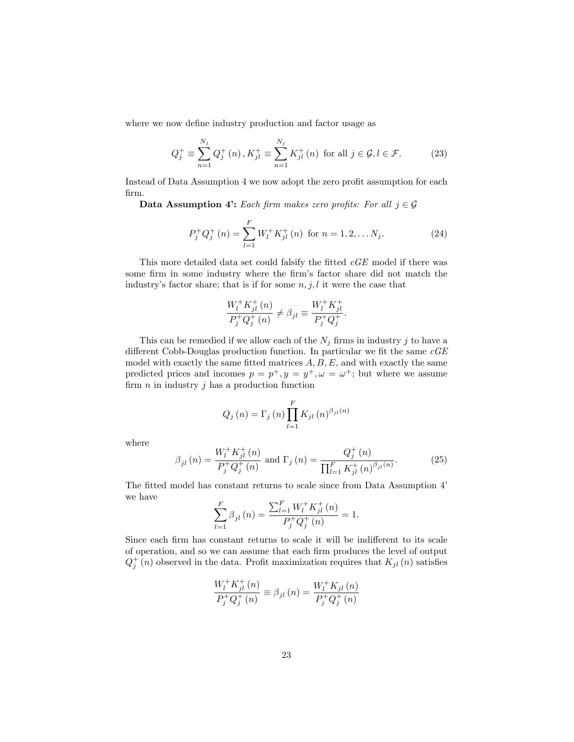where we now define industry production and factor usage as

$$Q_j^+ \equiv \sum_{n=1}^{N_j} Q_j^+(n), K_{jl}^+ \equiv \sum_{n=1}^{N_j} K_{jl}^+(n) \text{ for all } j \in \mathcal{G}, l \in \mathcal{F}. \tag{23}$$

Instead of Data Assumption 4 we now adopt the zero profit assumption for each firm.

**Data Assumption 4':** *Each firm makes zero profits: For all* $j \in \mathcal{G}$

$$P_j^+ Q_j^+(n) = \sum_{l=1}^{F} W_l^+ K_{jl}^+(n) \text{ for } n = 1, 2, \ldots N_j. \tag{24}$$

This more detailed data set could falsify the fitted *cGE* model if there was some firm in some industry where the firm's factor share did not match the industry's factor share; that is if for some $n, j, l$ it were the case that

$$\frac{W_l^+ K_{jl}^+(n)}{P_j^+ Q_j^+(n)} \neq \beta_{jl} \equiv \frac{W_l^+ K_{jl}^+}{P_j^+ Q_j^+}.$$

This can be remedied if we allow each of the $N_j$ firms in industry $j$ to have a different Cobb-Douglas production function. In particular we fit the same *cGE* model with exactly the same fitted matrices $A, B, E$, and with exactly the same predicted prices and incomes $p = p^+, y = y^+, \omega = \omega^+$; but where we assume firm $n$ in industry $j$ has a production function

$$Q_j(n) = \Gamma_j(n) \prod_{l=1}^{F} K_{jl}(n)^{\beta_{jl}(n)}$$

where

$$\beta_{jl}(n) = \frac{W_l^+ K_{jl}^+(n)}{P_j^+ Q_j^+(n)} \text{ and } \Gamma_j(n) = \frac{Q_j^+(n)}{\prod_{l=1}^{F} K_{jl}^+(n)^{\beta_{jl}(n)}}. \tag{25}$$

The fitted model has constant returns to scale since from Data Assumption 4' we have

$$\sum_{l=1}^{F} \beta_{jl}(n) = \frac{\sum_{l=1}^{F} W_l^+ K_{jl}^+(n)}{P_j^+ Q_j^+(n)} = 1.$$

Since each firm has constant returns to scale it will be indifferent to its scale of operation, and so we can assume that each firm produces the level of output $Q_j^+(n)$ observed in the data. Profit maximization requires that $K_{jl}(n)$ satisfies

$$\frac{W_l^+ K_{jl}^+(n)}{P_j^+ Q_j^+(n)} \equiv \beta_{jl}(n) = \frac{W_l^+ K_{jl}(n)}{P_j^+ Q_j^+(n)}$$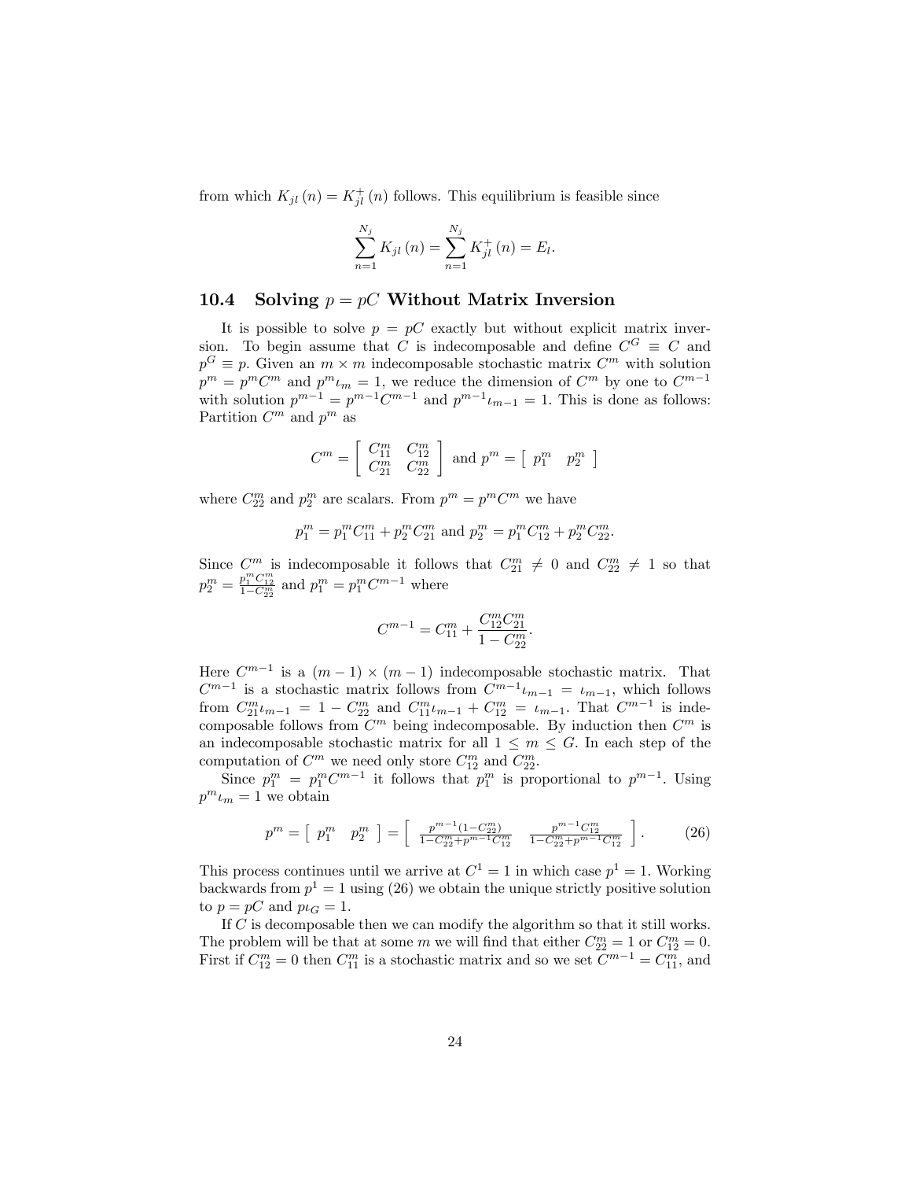from which $K_{jl}(n) = K_{jl}^{+}(n)$ follows. This equilibrium is feasible since

$$\sum_{n=1}^{N_j} K_{jl}(n) = \sum_{n=1}^{N_j} K_{jl}^{+}(n) = E_l.$$

### 10.4 Solving $p = pC$ Without Matrix Inversion

It is possible to solve $p = pC$ exactly but without explicit matrix inversion. To begin assume that $C$ is indecomposable and define $C^G \equiv C$ and $p^G \equiv p$. Given an $m \times m$ indecomposable stochastic matrix $C^m$ with solution $p^m = p^m C^m$ and $p^m \iota_m = 1$, we reduce the dimension of $C^m$ by one to $C^{m-1}$ with solution $p^{m-1} = p^{m-1} C^{m-1}$ and $p^{m-1}\iota_{m-1} = 1$. This is done as follows: Partition $C^m$ and $p^m$ as

$$C^m = \begin{bmatrix} C_{11}^m & C_{12}^m \\ C_{21}^m & C_{22}^m \end{bmatrix} \text{ and } p^m = \begin{bmatrix} p_1^m & p_2^m \end{bmatrix}$$

where $C_{22}^m$ and $p_2^m$ are scalars. From $p^m = p^m C^m$ we have

$$p_1^m = p_1^m C_{11}^m + p_2^m C_{21}^m \text{ and } p_2^m = p_1^m C_{12}^m + p_2^m C_{22}^m.$$

Since $C^m$ is indecomposable it follows that $C_{21}^m \neq 0$ and $C_{22}^m \neq 1$ so that $p_2^m = \frac{p_1^m C_{12}^m}{1 - C_{22}^m}$ and $p_1^m = p_1^m C^{m-1}$ where

$$C^{m-1} = C_{11}^m + \frac{C_{12}^m C_{21}^m}{1 - C_{22}^m}.$$

Here $C^{m-1}$ is a $(m-1) \times (m-1)$ indecomposable stochastic matrix. That $C^{m-1}$ is a stochastic matrix follows from $C^{m-1}\iota_{m-1} = \iota_{m-1}$, which follows from $C_{21}^m \iota_{m-1} = 1 - C_{22}^m$ and $C_{11}^m \iota_{m-1} + C_{12}^m = \iota_{m-1}$. That $C^{m-1}$ is indecomposable follows from $C^m$ being indecomposable. By induction then $C^m$ is an indecomposable stochastic matrix for all $1 \leq m \leq G$. In each step of the computation of $C^m$ we need only store $C_{12}^m$ and $C_{22}^m$.

Since $p_1^m = p_1^m C^{m-1}$ it follows that $p_1^m$ is proportional to $p^{m-1}$. Using $p^m \iota_m = 1$ we obtain

$$p^m = \begin{bmatrix} p_1^m & p_2^m \end{bmatrix} = \begin{bmatrix} \frac{p^{m-1}(1 - C_{22}^m)}{1 - C_{22}^m + p^{m-1} C_{12}^m} & \frac{p^{m-1} C_{12}^m}{1 - C_{22}^m + p^{m-1} C_{12}^m} \end{bmatrix}. \tag{26}$$

This process continues until we arrive at $C^1 = 1$ in which case $p^1 = 1$. Working backwards from $p^1 = 1$ using (26) we obtain the unique strictly positive solution to $p = pC$ and $p\iota_G = 1$.

If $C$ is decomposable then we can modify the algorithm so that it still works. The problem will be that at some $m$ we will find that either $C_{22}^m = 1$ or $C_{12}^m = 0$. First if $C_{12}^m = 0$ then $C_{11}^m$ is a stochastic matrix and so we set $C^{m-1} = C_{11}^m$, and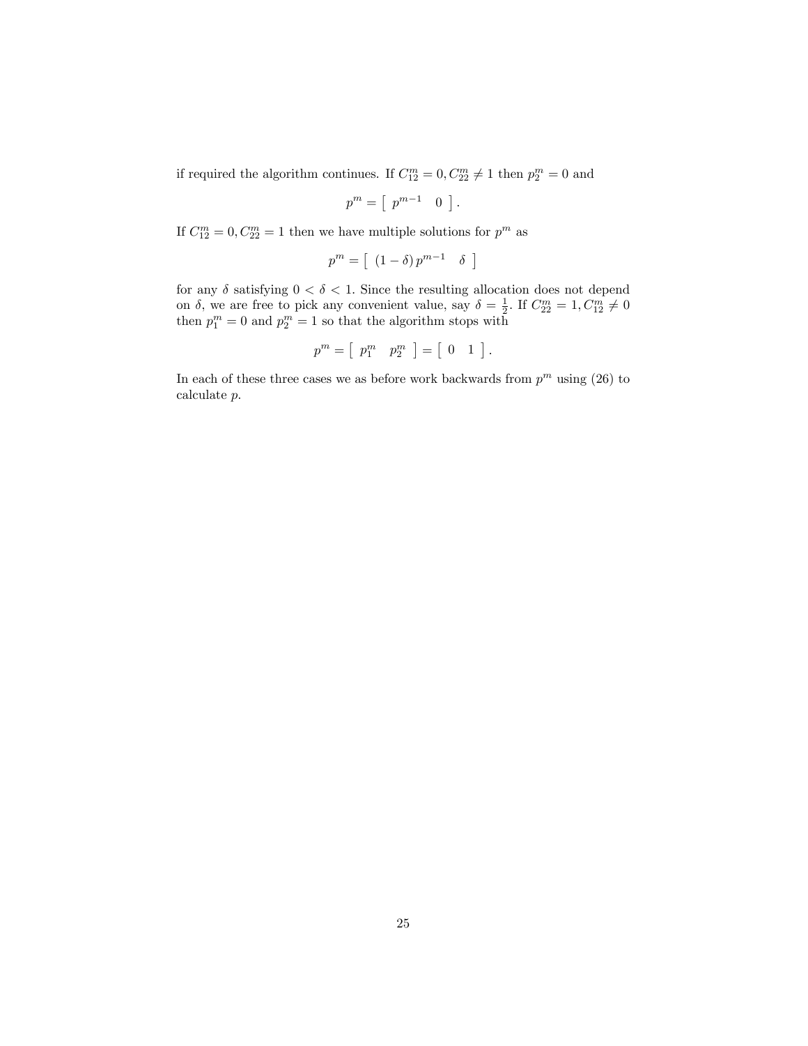if required the algorithm continues. If $C_{12}^m = 0, C_{22}^m \neq 1$ then $p_2^m = 0$ and

$$p^m = \left[ \begin{array}{cc} p^{m-1} & 0 \end{array} \right].$$

If $C_{12}^m = 0, C_{22}^m = 1$ then we have multiple solutions for $p^m$ as

$$p^m = \left[ \begin{array}{cc} (1-\delta)\, p^{m-1} & \delta \end{array} \right]$$

for any $\delta$ satisfying $0 < \delta < 1$. Since the resulting allocation does not depend on $\delta$, we are free to pick any convenient value, say $\delta = \frac{1}{2}$. If $C_{22}^m = 1, C_{12}^m \neq 0$ then $p_1^m = 0$ and $p_2^m = 1$ so that the algorithm stops with

$$p^m = \left[ \begin{array}{cc} p_1^m & p_2^m \end{array} \right] = \left[ \begin{array}{cc} 0 & 1 \end{array} \right].$$

In each of these three cases we as before work backwards from $p^m$ using (26) to calculate $p$.